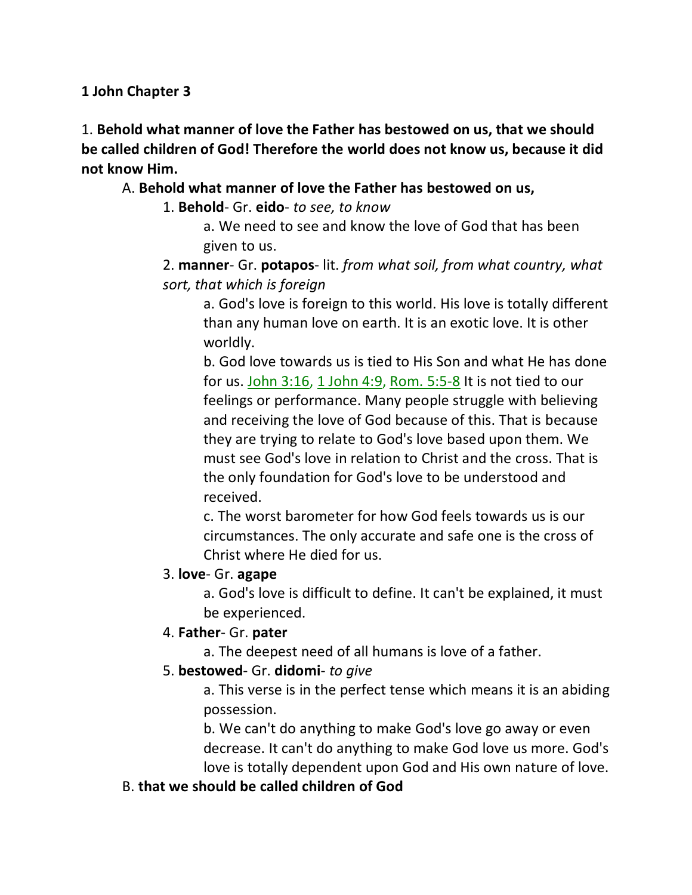**1 John Chapter 3**

1. **Behold what manner of love the Father has bestowed on us, that we should be called children of God! Therefore the world does not know us, because it did not know Him.**

A. **Behold what manner of love the Father has bestowed on us,**

1. **Behold**- Gr. **eido**- *to see, to know*

a. We need to see and know the love of God that has been given to us.

2. **manner**- Gr. **potapos**- lit. *from what soil, from what country, what sort, that which is foreign*

a. God's love is foreign to this world. His love is totally different than any human love on earth. It is an exotic love. It is other worldly.

b. God love towards us is tied to His Son and what He has done for us. John 3:16, 1 John 4:9, Rom. 5:5-8 It is not tied to our feelings or performance. Many people struggle with believing and receiving the love of God because of this. That is because they are trying to relate to God's love based upon them. We must see God's love in relation to Christ and the cross. That is the only foundation for God's love to be understood and received.

c. The worst barometer for how God feels towards us is our circumstances. The only accurate and safe one is the cross of Christ where He died for us.

3. **love**- Gr. **agape**

a. God's love is difficult to define. It can't be explained, it must be experienced.

4. **Father**- Gr. **pater**

a. The deepest need of all humans is love of a father.

5. **bestowed**- Gr. **didomi**- *to give*

a. This verse is in the perfect tense which means it is an abiding possession.

b. We can't do anything to make God's love go away or even decrease. It can't do anything to make God love us more. God's love is totally dependent upon God and His own nature of love.

B. **that we should be called children of God**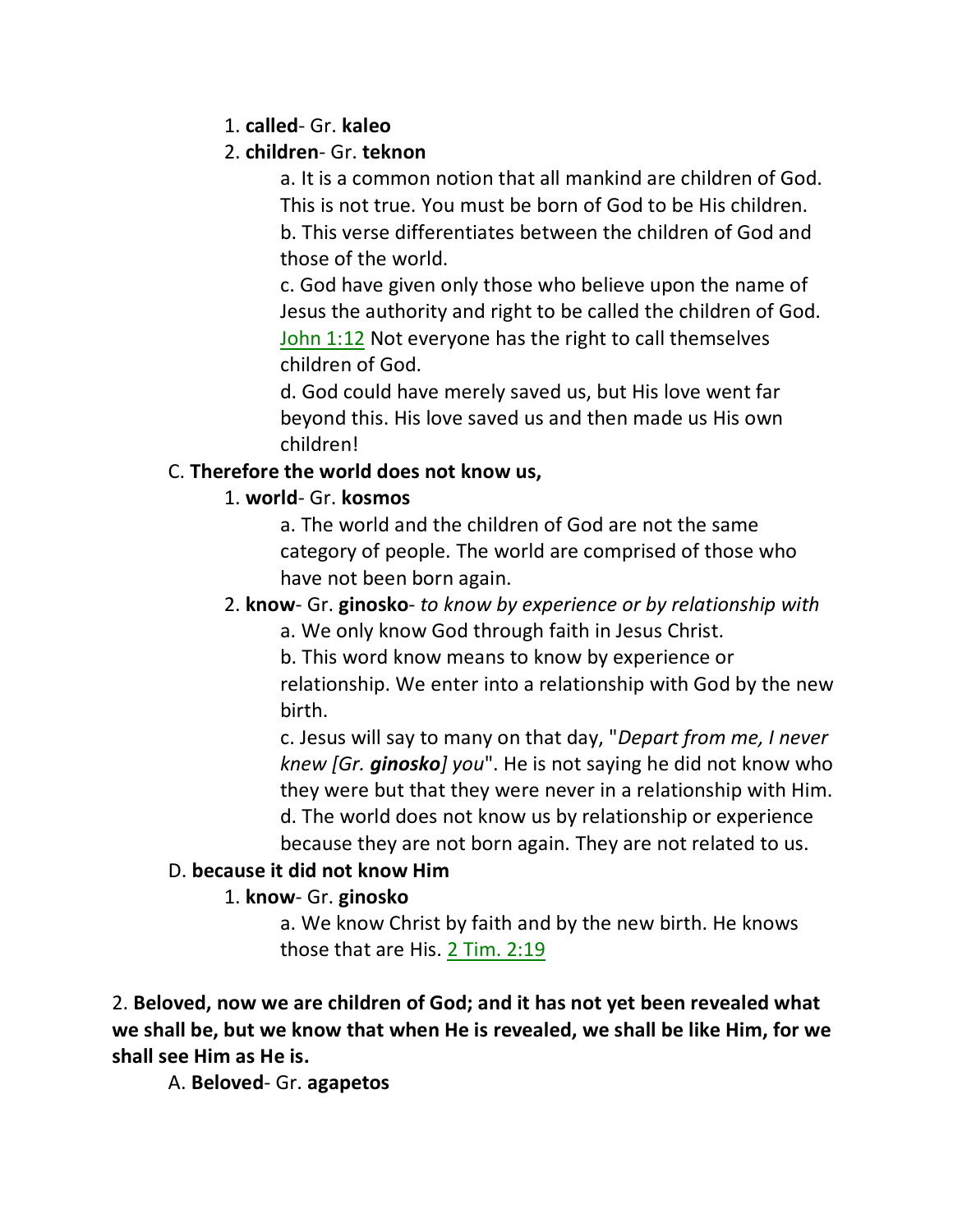1. **called**- Gr. **kaleo**
2. **children**- Gr. **teknon**
   a. It is a common notion that all mankind are children of God. This is not true. You must be born of God to be His children.
   b. This verse differentiates between the children of God and those of the world.
   c. God have given only those who believe upon the name of Jesus the authority and right to be called the children of God. John 1:12 Not everyone has the right to call themselves children of God.
   d. God could have merely saved us, but His love went far beyond this. His love saved us and then made us His own children!

C. **Therefore the world does not know us,**

1. **world**- Gr. **kosmos**
   a. The world and the children of God are not the same category of people. The world are comprised of those who have not been born again.
2. **know**- Gr. **ginosko**- *to know by experience or by relationship with*
   a. We only know God through faith in Jesus Christ.
   b. This word know means to know by experience or relationship. We enter into a relationship with God by the new birth.
   c. Jesus will say to many on that day, "*Depart from me, I never knew [Gr. **ginosko**] you*". He is not saying he did not know who they were but that they were never in a relationship with Him.
   d. The world does not know us by relationship or experience because they are not born again. They are not related to us.

D. **because it did not know Him**

1. **know**- Gr. **ginosko**
   a. We know Christ by faith and by the new birth. He knows those that are His. 2 Tim. 2:19

2. **Beloved, now we are children of God; and it has not yet been revealed what we shall be, but we know that when He is revealed, we shall be like Him, for we shall see Him as He is.**

A. **Beloved**- Gr. **agapetos**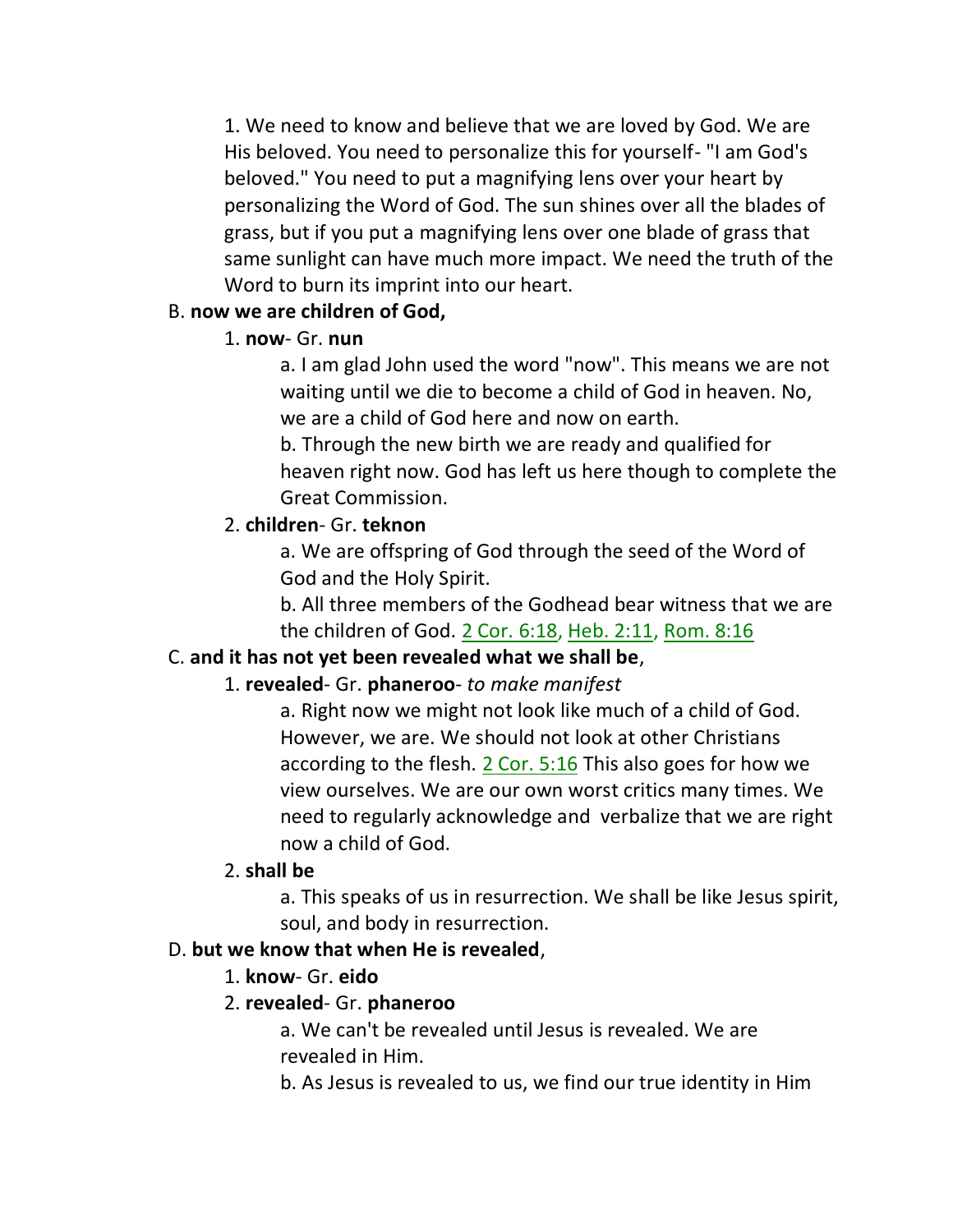1. We need to know and believe that we are loved by God. We are His beloved. You need to personalize this for yourself- "I am God's beloved." You need to put a magnifying lens over your heart by personalizing the Word of God. The sun shines over all the blades of grass, but if you put a magnifying lens over one blade of grass that same sunlight can have much more impact. We need the truth of the Word to burn its imprint into our heart.

B. **now we are children of God,**

1. **now**- Gr. **nun**

a. I am glad John used the word "now". This means we are not waiting until we die to become a child of God in heaven. No, we are a child of God here and now on earth.

b. Through the new birth we are ready and qualified for heaven right now. God has left us here though to complete the Great Commission.

2. **children**- Gr. **teknon**

a. We are offspring of God through the seed of the Word of God and the Holy Spirit.

b. All three members of the Godhead bear witness that we are the children of God. 2 Cor. 6:18, Heb. 2:11, Rom. 8:16

C. **and it has not yet been revealed what we shall be**,

1. **revealed**- Gr. **phaneroo**- *to make manifest*

a. Right now we might not look like much of a child of God. However, we are. We should not look at other Christians according to the flesh. 2 Cor. 5:16 This also goes for how we view ourselves. We are our own worst critics many times. We need to regularly acknowledge and verbalize that we are right now a child of God.

2. **shall be**

a. This speaks of us in resurrection. We shall be like Jesus spirit, soul, and body in resurrection.

D. **but we know that when He is revealed**,

1. **know**- Gr. **eido**

2. **revealed**- Gr. **phaneroo**

a. We can't be revealed until Jesus is revealed. We are revealed in Him.

b. As Jesus is revealed to us, we find our true identity in Him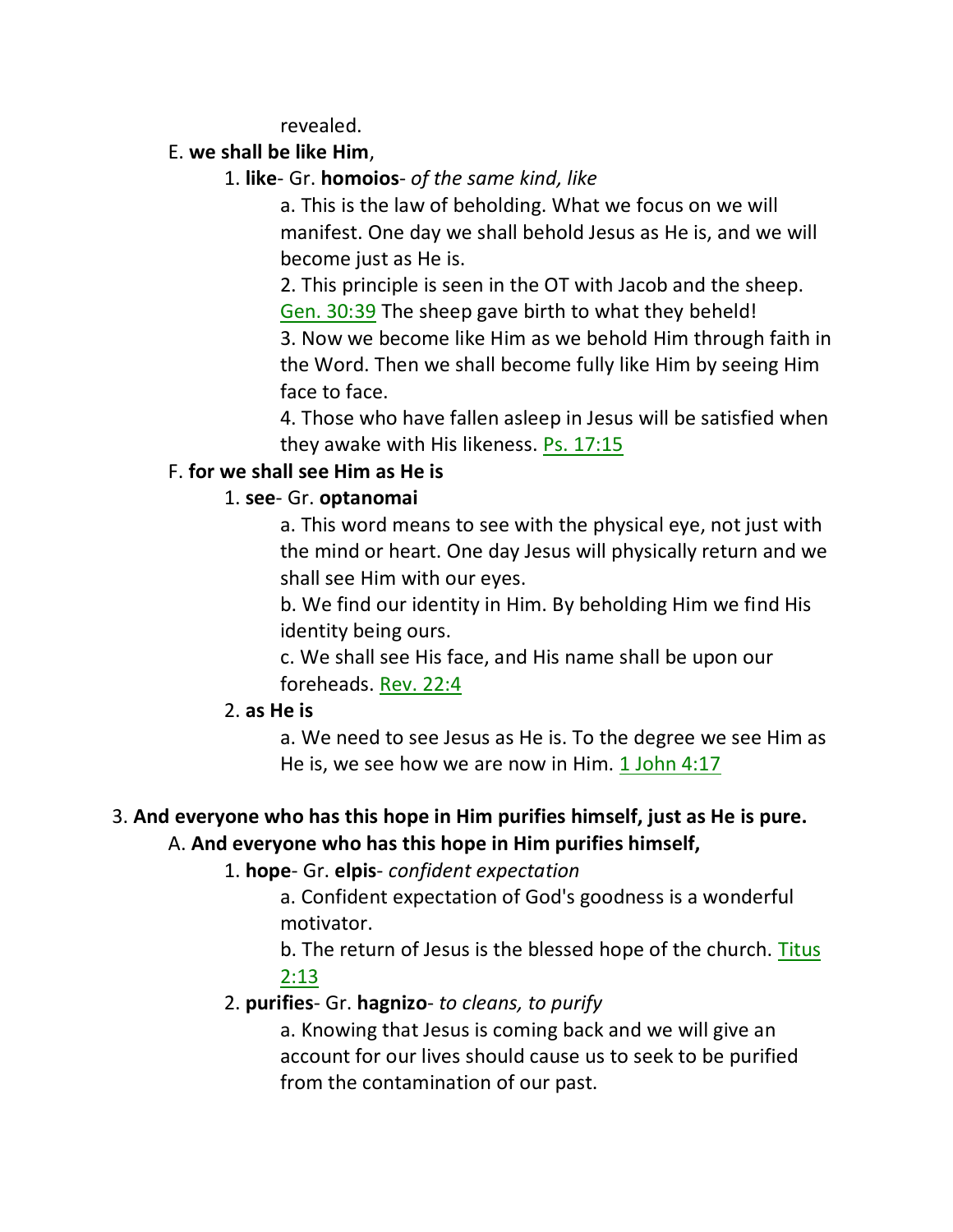revealed.

E. **we shall be like Him**,

1. **like**- Gr. **homoios**- *of the same kind, like*

a. This is the law of beholding. What we focus on we will manifest. One day we shall behold Jesus as He is, and we will become just as He is.

2. This principle is seen in the OT with Jacob and the sheep. Gen. 30:39 The sheep gave birth to what they beheld!

3. Now we become like Him as we behold Him through faith in the Word. Then we shall become fully like Him by seeing Him face to face.

4. Those who have fallen asleep in Jesus will be satisfied when they awake with His likeness. Ps. 17:15

F. **for we shall see Him as He is**

1. **see**- Gr. **optanomai**

a. This word means to see with the physical eye, not just with the mind or heart. One day Jesus will physically return and we shall see Him with our eyes.

b. We find our identity in Him. By beholding Him we find His identity being ours.

c. We shall see His face, and His name shall be upon our foreheads. Rev. 22:4

2. **as He is**

a. We need to see Jesus as He is. To the degree we see Him as He is, we see how we are now in Him. 1 John 4:17

3. **And everyone who has this hope in Him purifies himself, just as He is pure.**

A. **And everyone who has this hope in Him purifies himself,**

1. **hope**- Gr. **elpis**- *confident expectation*

a. Confident expectation of God's goodness is a wonderful motivator.

b. The return of Jesus is the blessed hope of the church. Titus 2:13

2. **purifies**- Gr. **hagnizo**- *to cleans, to purify*

a. Knowing that Jesus is coming back and we will give an account for our lives should cause us to seek to be purified from the contamination of our past.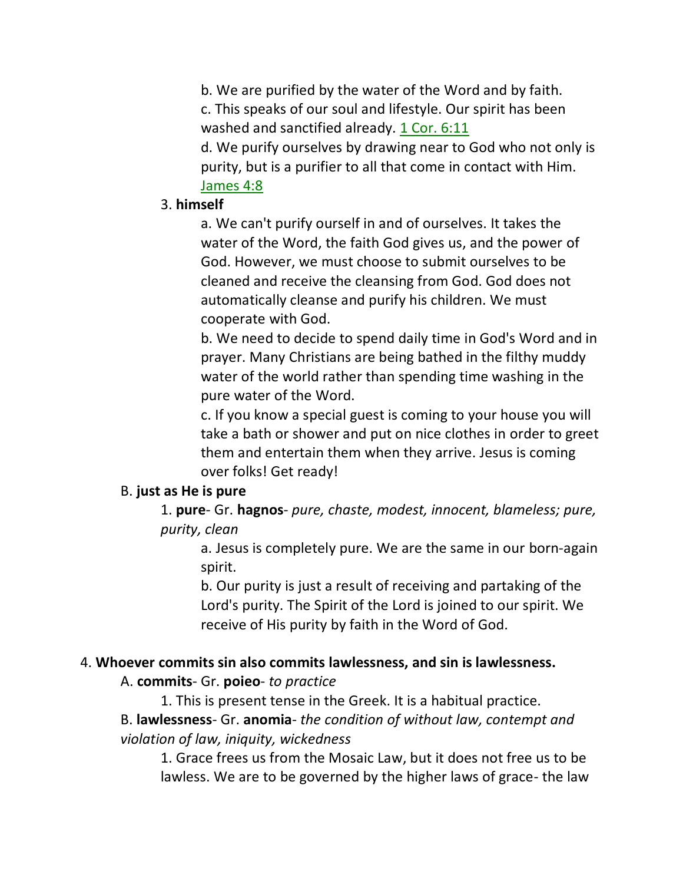b. We are purified by the water of the Word and by faith.

c. This speaks of our soul and lifestyle. Our spirit has been washed and sanctified already. 1 Cor. 6:11

d. We purify ourselves by drawing near to God who not only is purity, but is a purifier to all that come in contact with Him. James 4:8

3. **himself**

a. We can't purify ourself in and of ourselves. It takes the water of the Word, the faith God gives us, and the power of God. However, we must choose to submit ourselves to be cleaned and receive the cleansing from God. God does not automatically cleanse and purify his children. We must cooperate with God.

b. We need to decide to spend daily time in God's Word and in prayer. Many Christians are being bathed in the filthy muddy water of the world rather than spending time washing in the pure water of the Word.

c. If you know a special guest is coming to your house you will take a bath or shower and put on nice clothes in order to greet them and entertain them when they arrive. Jesus is coming over folks! Get ready!

B. **just as He is pure**

1. **pure**- Gr. **hagnos**- *pure, chaste, modest, innocent, blameless; pure, purity, clean*

a. Jesus is completely pure. We are the same in our born-again spirit.

b. Our purity is just a result of receiving and partaking of the Lord's purity. The Spirit of the Lord is joined to our spirit. We receive of His purity by faith in the Word of God.

4. **Whoever commits sin also commits lawlessness, and sin is lawlessness.**

A. **commits**- Gr. **poieo**- *to practice*

1. This is present tense in the Greek. It is a habitual practice.

B. **lawlessness**- Gr. **anomia**- *the condition of without law, contempt and violation of law, iniquity, wickedness*

1. Grace frees us from the Mosaic Law, but it does not free us to be lawless. We are to be governed by the higher laws of grace- the law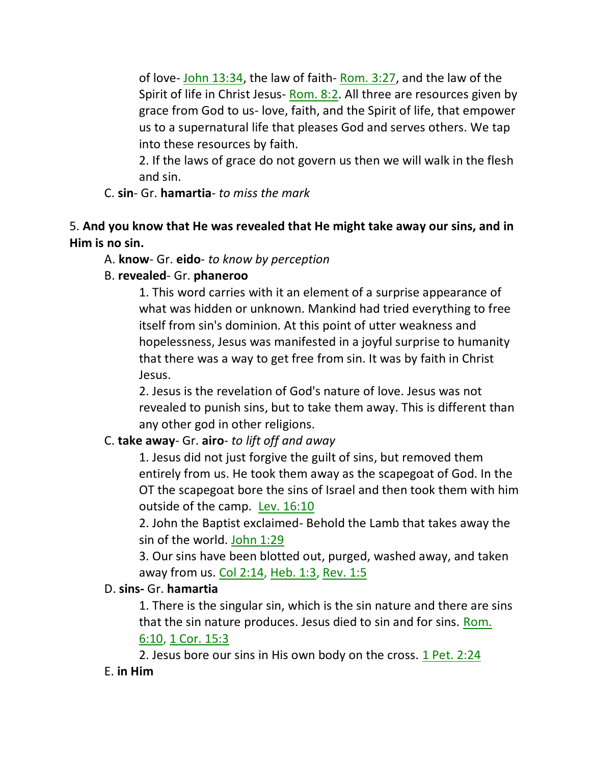of love- John 13:34, the law of faith- Rom. 3:27, and the law of the Spirit of life in Christ Jesus- Rom. 8:2. All three are resources given by grace from God to us- love, faith, and the Spirit of life, that empower us to a supernatural life that pleases God and serves others. We tap into these resources by faith.

2. If the laws of grace do not govern us then we will walk in the flesh and sin.

C. **sin**- Gr. **hamartia**- *to miss the mark*

5. **And you know that He was revealed that He might take away our sins, and in Him is no sin.**

A. **know**- Gr. **eido**- *to know by perception*

B. **revealed**- Gr. **phaneroo**

1. This word carries with it an element of a surprise appearance of what was hidden or unknown. Mankind had tried everything to free itself from sin's dominion. At this point of utter weakness and hopelessness, Jesus was manifested in a joyful surprise to humanity that there was a way to get free from sin. It was by faith in Christ Jesus.

2. Jesus is the revelation of God's nature of love. Jesus was not revealed to punish sins, but to take them away. This is different than any other god in other religions.

C. **take away**- Gr. **airo**- *to lift off and away*

1. Jesus did not just forgive the guilt of sins, but removed them entirely from us. He took them away as the scapegoat of God. In the OT the scapegoat bore the sins of Israel and then took them with him outside of the camp. Lev. 16:10

2. John the Baptist exclaimed- Behold the Lamb that takes away the sin of the world. John 1:29

3. Our sins have been blotted out, purged, washed away, and taken away from us. Col 2:14, Heb. 1:3, Rev. 1:5

D. **sins-** Gr. **hamartia**

1. There is the singular sin, which is the sin nature and there are sins that the sin nature produces. Jesus died to sin and for sins. Rom. 6:10, 1 Cor. 15:3

2. Jesus bore our sins in His own body on the cross. 1 Pet. 2:24

E. **in Him**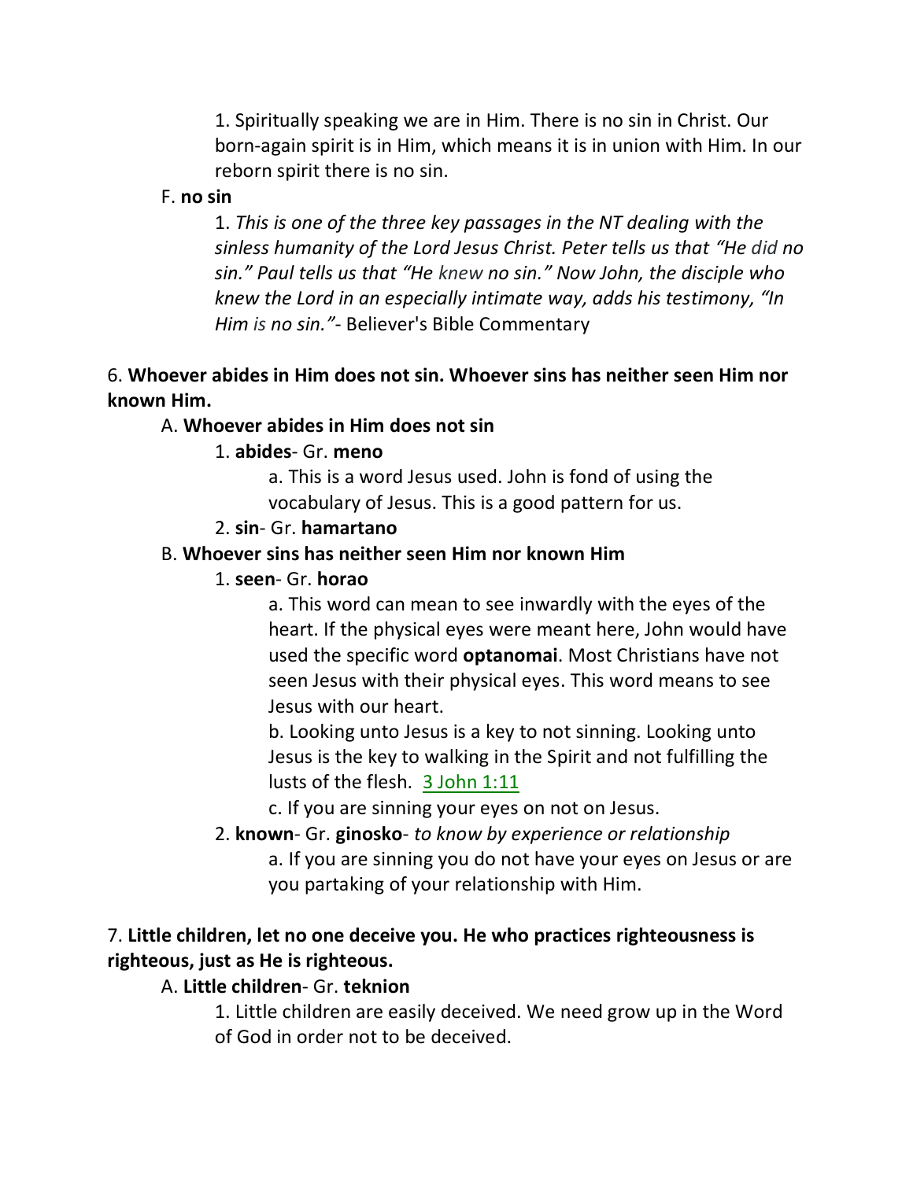1. Spiritually speaking we are in Him. There is no sin in Christ. Our born-again spirit is in Him, which means it is in union with Him. In our reborn spirit there is no sin.

F. **no sin**

1. *This is one of the three key passages in the NT dealing with the sinless humanity of the Lord Jesus Christ. Peter tells us that "He did no sin." Paul tells us that "He knew no sin." Now John, the disciple who knew the Lord in an especially intimate way, adds his testimony, "In Him is no sin."*- Believer's Bible Commentary

6. **Whoever abides in Him does not sin. Whoever sins has neither seen Him nor known Him.**

A. **Whoever abides in Him does not sin**

1. **abides**- Gr. **meno**

a. This is a word Jesus used. John is fond of using the vocabulary of Jesus. This is a good pattern for us.

2. **sin**- Gr. **hamartano**

B. **Whoever sins has neither seen Him nor known Him**

1. **seen**- Gr. **horao**

a. This word can mean to see inwardly with the eyes of the heart. If the physical eyes were meant here, John would have used the specific word **optanomai**. Most Christians have not seen Jesus with their physical eyes. This word means to see Jesus with our heart.

b. Looking unto Jesus is a key to not sinning. Looking unto Jesus is the key to walking in the Spirit and not fulfilling the lusts of the flesh. 3 John 1:11

c. If you are sinning your eyes on not on Jesus.

2. **known**- Gr. **ginosko**- *to know by experience or relationship*

a. If you are sinning you do not have your eyes on Jesus or are you partaking of your relationship with Him.

7. **Little children, let no one deceive you. He who practices righteousness is righteous, just as He is righteous.**

A. **Little children**- Gr. **teknion**

1. Little children are easily deceived. We need grow up in the Word of God in order not to be deceived.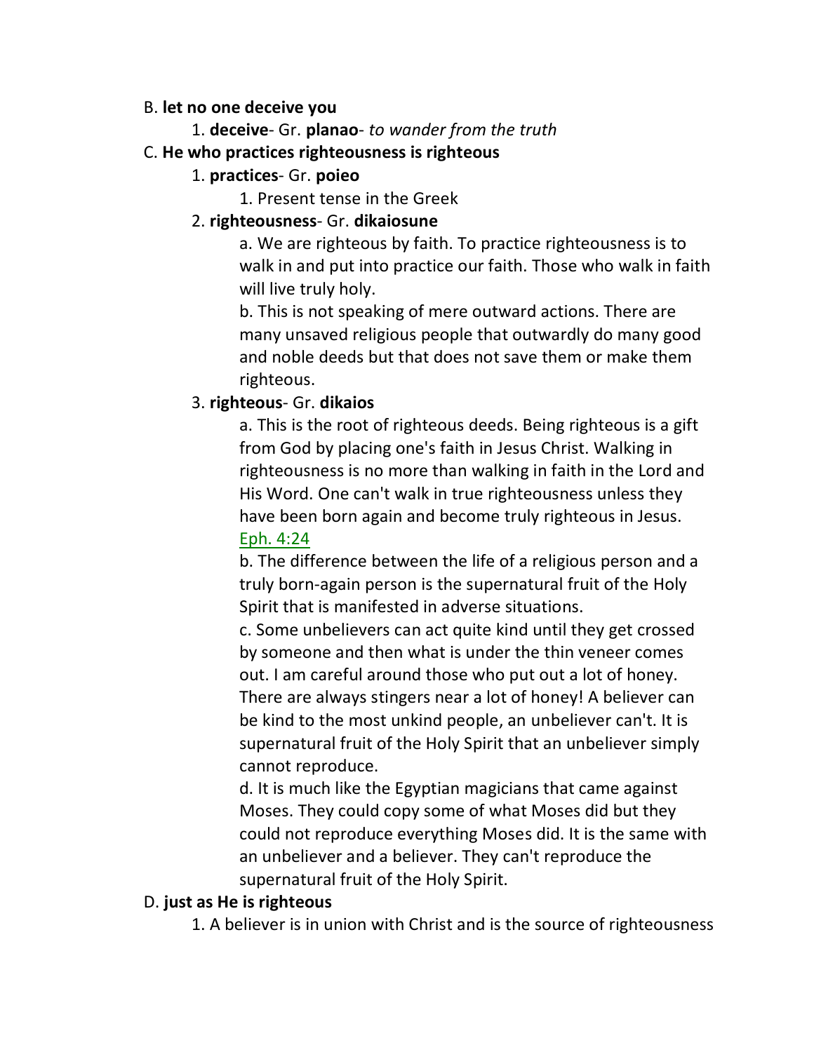B. **let no one deceive you**

1. **deceive**- Gr. **planao**- *to wander from the truth*

C. **He who practices righteousness is righteous**

1. **practices**- Gr. **poieo**
    1. Present tense in the Greek
2. **righteousness**- Gr. **dikaiosune**

    a. We are righteous by faith. To practice righteousness is to walk in and put into practice our faith. Those who walk in faith will live truly holy.

    b. This is not speaking of mere outward actions. There are many unsaved religious people that outwardly do many good and noble deeds but that does not save them or make them righteous.

3. **righteous**- Gr. **dikaios**

    a. This is the root of righteous deeds. Being righteous is a gift from God by placing one's faith in Jesus Christ. Walking in righteousness is no more than walking in faith in the Lord and His Word. One can't walk in true righteousness unless they have been born again and become truly righteous in Jesus. Eph. 4:24

    b. The difference between the life of a religious person and a truly born-again person is the supernatural fruit of the Holy Spirit that is manifested in adverse situations.

    c. Some unbelievers can act quite kind until they get crossed by someone and then what is under the thin veneer comes out. I am careful around those who put out a lot of honey. There are always stingers near a lot of honey! A believer can be kind to the most unkind people, an unbeliever can't. It is supernatural fruit of the Holy Spirit that an unbeliever simply cannot reproduce.

    d. It is much like the Egyptian magicians that came against Moses. They could copy some of what Moses did but they could not reproduce everything Moses did. It is the same with an unbeliever and a believer. They can't reproduce the supernatural fruit of the Holy Spirit.

D. **just as He is righteous**

1. A believer is in union with Christ and is the source of righteousness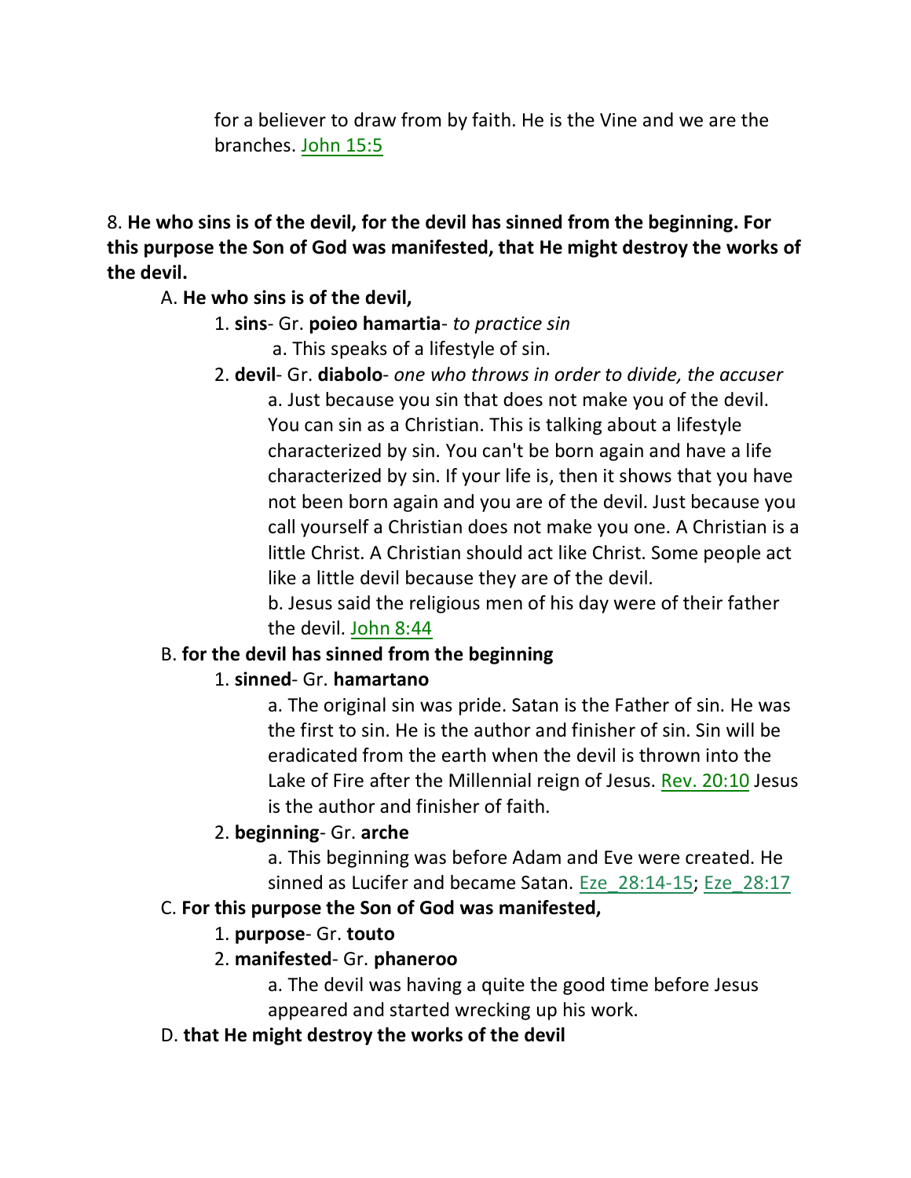for a believer to draw from by faith. He is the Vine and we are the branches. John 15:5

8. **He who sins is of the devil, for the devil has sinned from the beginning. For this purpose the Son of God was manifested, that He might destroy the works of the devil.**

A. **He who sins is of the devil,**

1. **sins**- Gr. **poieo hamartia**- *to practice sin*

a. This speaks of a lifestyle of sin.

2. **devil**- Gr. **diabolo**- *one who throws in order to divide, the accuser*

a. Just because you sin that does not make you of the devil. You can sin as a Christian. This is talking about a lifestyle characterized by sin. You can't be born again and have a life characterized by sin. If your life is, then it shows that you have not been born again and you are of the devil. Just because you call yourself a Christian does not make you one. A Christian is a little Christ. A Christian should act like Christ. Some people act like a little devil because they are of the devil.

b. Jesus said the religious men of his day were of their father the devil. John 8:44

B. **for the devil has sinned from the beginning**

1. **sinned**- Gr. **hamartano**

a. The original sin was pride. Satan is the Father of sin. He was the first to sin. He is the author and finisher of sin. Sin will be eradicated from the earth when the devil is thrown into the Lake of Fire after the Millennial reign of Jesus. Rev. 20:10 Jesus is the author and finisher of faith.

2. **beginning**- Gr. **arche**

a. This beginning was before Adam and Eve were created. He sinned as Lucifer and became Satan. Eze_28:14-15; Eze_28:17

C. **For this purpose the Son of God was manifested,**

1. **purpose**- Gr. **touto**

2. **manifested**- Gr. **phaneroo**

a. The devil was having a quite the good time before Jesus appeared and started wrecking up his work.

D. **that He might destroy the works of the devil**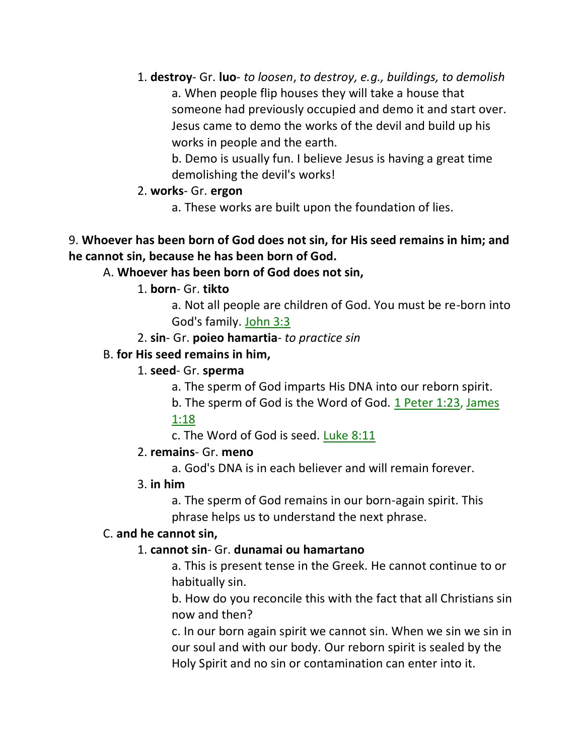1. **destroy**- Gr. **luo**- *to loosen*, *to destroy, e.g., buildings, to demolish*

    a. When people flip houses they will take a house that someone had previously occupied and demo it and start over. Jesus came to demo the works of the devil and build up his works in people and the earth.

    b. Demo is usually fun. I believe Jesus is having a great time demolishing the devil's works!

2. **works**- Gr. **ergon**

    a. These works are built upon the foundation of lies.

9. **Whoever has been born of God does not sin, for His seed remains in him; and he cannot sin, because he has been born of God.**

A. **Whoever has been born of God does not sin,**

1. **born**- Gr. **tikto**

    a. Not all people are children of God. You must be re-born into God's family. John 3:3

2. **sin**- Gr. **poieo hamartia**- *to practice sin*

B. **for His seed remains in him,**

1. **seed**- Gr. **sperma**

    a. The sperm of God imparts His DNA into our reborn spirit.

    b. The sperm of God is the Word of God. 1 Peter 1:23, James 1:18

    c. The Word of God is seed. Luke 8:11

2. **remains**- Gr. **meno**

    a. God's DNA is in each believer and will remain forever.

3. **in him**

    a. The sperm of God remains in our born-again spirit. This phrase helps us to understand the next phrase.

C. **and he cannot sin,**

1. **cannot sin**- Gr. **dunamai ou hamartano**

    a. This is present tense in the Greek. He cannot continue to or habitually sin.

    b. How do you reconcile this with the fact that all Christians sin now and then?

    c. In our born again spirit we cannot sin. When we sin we sin in our soul and with our body. Our reborn spirit is sealed by the Holy Spirit and no sin or contamination can enter into it.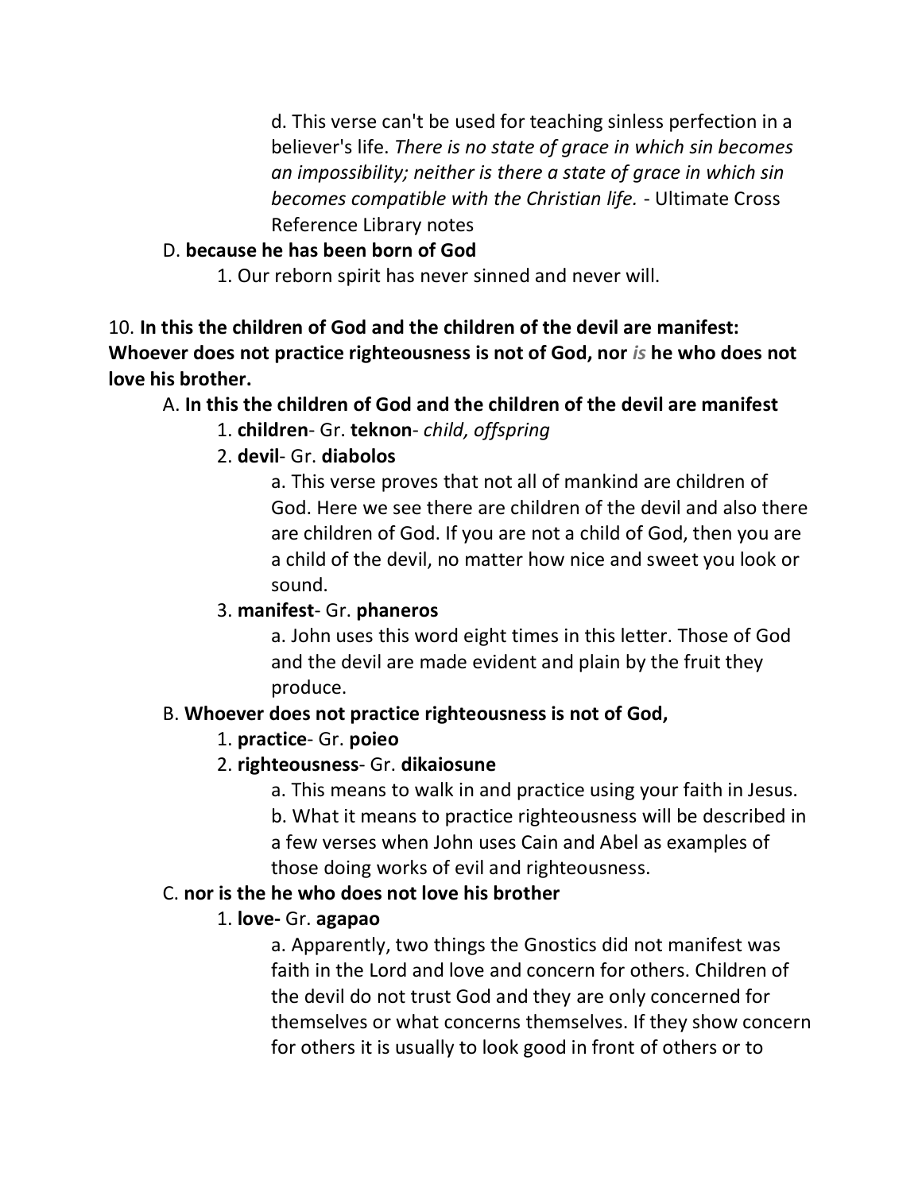d. This verse can't be used for teaching sinless perfection in a believer's life. *There is no state of grace in which sin becomes an impossibility; neither is there a state of grace in which sin becomes compatible with the Christian life.* - Ultimate Cross Reference Library notes

D. **because he has been born of God**

1. Our reborn spirit has never sinned and never will.

10. **In this the children of God and the children of the devil are manifest: Whoever does not practice righteousness is not of God, nor *is* he who does not love his brother.**

A. **In this the children of God and the children of the devil are manifest**

1. **children**- Gr. **teknon**- *child, offspring*

2. **devil**- Gr. **diabolos**

a. This verse proves that not all of mankind are children of God. Here we see there are children of the devil and also there are children of God. If you are not a child of God, then you are a child of the devil, no matter how nice and sweet you look or sound.

3. **manifest**- Gr. **phaneros**

a. John uses this word eight times in this letter. Those of God and the devil are made evident and plain by the fruit they produce.

B. **Whoever does not practice righteousness is not of God,**

1. **practice**- Gr. **poieo**

2. **righteousness**- Gr. **dikaiosune**

a. This means to walk in and practice using your faith in Jesus.

b. What it means to practice righteousness will be described in a few verses when John uses Cain and Abel as examples of those doing works of evil and righteousness.

C. **nor is the he who does not love his brother**

1. **love-** Gr. **agapao**

a. Apparently, two things the Gnostics did not manifest was faith in the Lord and love and concern for others. Children of the devil do not trust God and they are only concerned for themselves or what concerns themselves. If they show concern for others it is usually to look good in front of others or to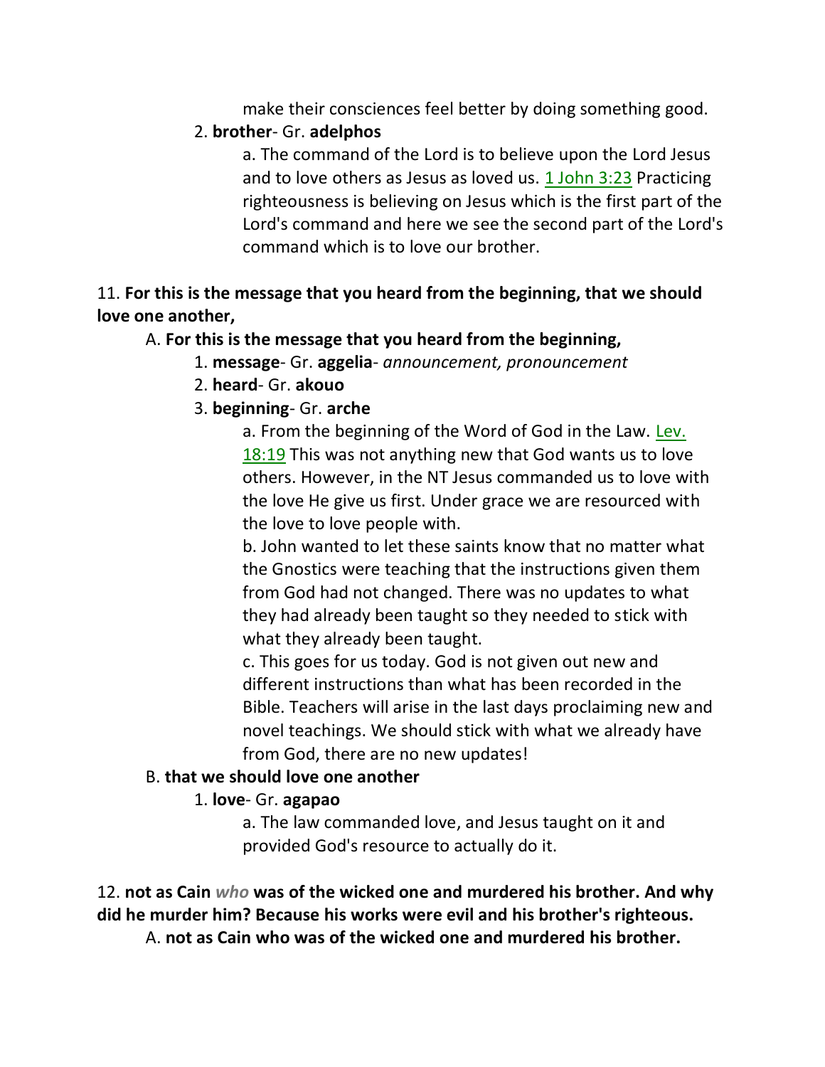make their consciences feel better by doing something good.

2. **brother**- Gr. **adelphos**

a. The command of the Lord is to believe upon the Lord Jesus and to love others as Jesus as loved us. 1 John 3:23 Practicing righteousness is believing on Jesus which is the first part of the Lord's command and here we see the second part of the Lord's command which is to love our brother.

11. **For this is the message that you heard from the beginning, that we should love one another,**

A. **For this is the message that you heard from the beginning,**

1. **message**- Gr. **aggelia**- *announcement, pronouncement*
2. **heard**- Gr. **akouo**
3. **beginning**- Gr. **arche**

a. From the beginning of the Word of God in the Law. Lev. 18:19 This was not anything new that God wants us to love others. However, in the NT Jesus commanded us to love with the love He give us first. Under grace we are resourced with the love to love people with.

b. John wanted to let these saints know that no matter what the Gnostics were teaching that the instructions given them from God had not changed. There was no updates to what they had already been taught so they needed to stick with what they already been taught.

c. This goes for us today. God is not given out new and different instructions than what has been recorded in the Bible. Teachers will arise in the last days proclaiming new and novel teachings. We should stick with what we already have from God, there are no new updates!

B. **that we should love one another**

1. **love**- Gr. **agapao**

a. The law commanded love, and Jesus taught on it and provided God's resource to actually do it.

12. **not as Cain *who* was of the wicked one and murdered his brother. And why did he murder him? Because his works were evil and his brother's righteous.**

A. **not as Cain who was of the wicked one and murdered his brother.**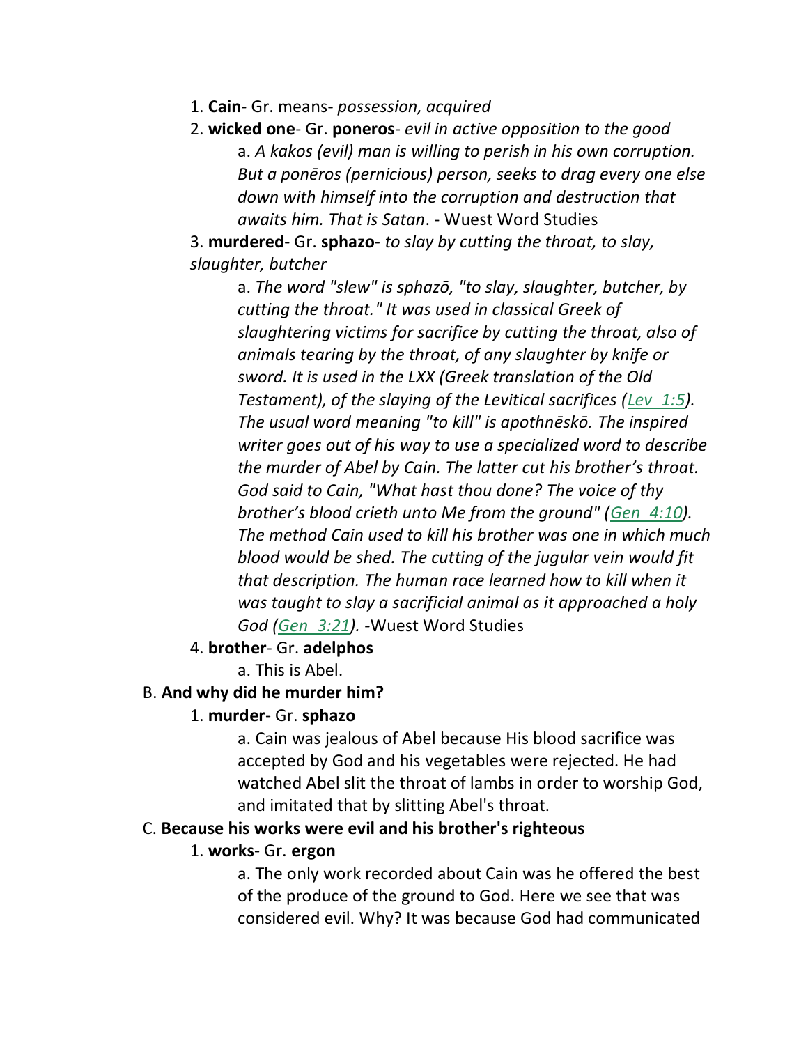1. **Cain**- Gr. means- *possession, acquired*

2. **wicked one**- Gr. **poneros**- *evil in active opposition to the good*

   a. *A kakos (evil) man is willing to perish in his own corruption. But a ponēros (pernicious) person, seeks to drag every one else down with himself into the corruption and destruction that awaits him. That is Satan*. - Wuest Word Studies

3. **murdered**- Gr. **sphazo**- *to slay by cutting the throat, to slay, slaughter, butcher*

   a. *The word "slew" is sphazō, "to slay, slaughter, butcher, by cutting the throat." It was used in classical Greek of slaughtering victims for sacrifice by cutting the throat, also of animals tearing by the throat, of any slaughter by knife or sword. It is used in the LXX (Greek translation of the Old Testament), of the slaying of the Levitical sacrifices (Lev_1:5). The usual word meaning "to kill" is apothnēskō. The inspired writer goes out of his way to use a specialized word to describe the murder of Abel by Cain. The latter cut his brother's throat. God said to Cain, "What hast thou done? The voice of thy brother's blood crieth unto Me from the ground" (Gen_4:10). The method Cain used to kill his brother was one in which much blood would be shed. The cutting of the jugular vein would fit that description. The human race learned how to kill when it was taught to slay a sacrificial animal as it approached a holy God (Gen_3:21).* -Wuest Word Studies

4. **brother**- Gr. **adelphos**

   a. This is Abel.

B. **And why did he murder him?**

1. **murder**- Gr. **sphazo**

   a. Cain was jealous of Abel because His blood sacrifice was accepted by God and his vegetables were rejected. He had watched Abel slit the throat of lambs in order to worship God, and imitated that by slitting Abel's throat.

C. **Because his works were evil and his brother's righteous**

1. **works**- Gr. **ergon**

   a. The only work recorded about Cain was he offered the best of the produce of the ground to God. Here we see that was considered evil. Why? It was because God had communicated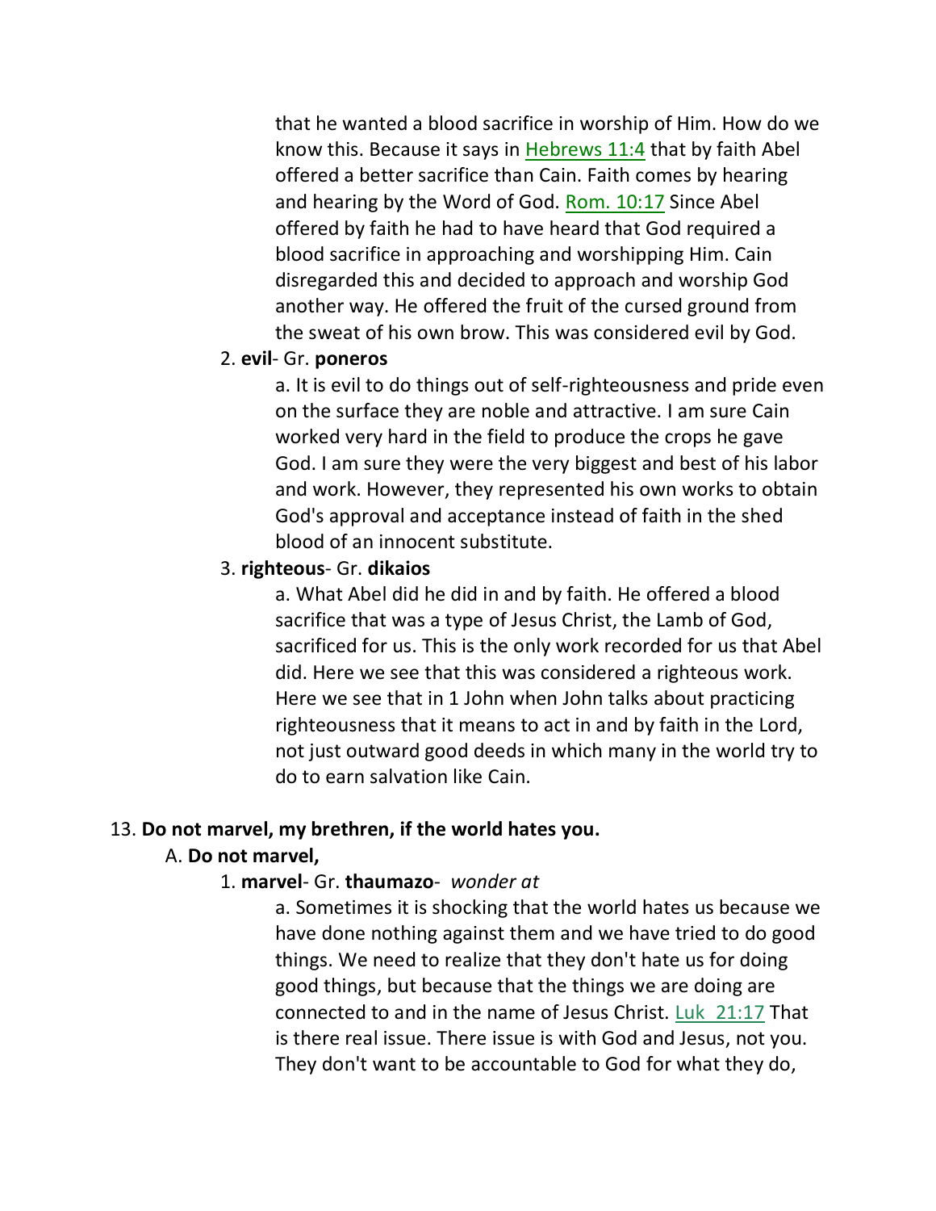that he wanted a blood sacrifice in worship of Him. How do we know this. Because it says in Hebrews 11:4 that by faith Abel offered a better sacrifice than Cain. Faith comes by hearing and hearing by the Word of God. Rom. 10:17 Since Abel offered by faith he had to have heard that God required a blood sacrifice in approaching and worshipping Him. Cain disregarded this and decided to approach and worship God another way. He offered the fruit of the cursed ground from the sweat of his own brow. This was considered evil by God.

2. **evil**- Gr. **poneros**

   a. It is evil to do things out of self-righteousness and pride even on the surface they are noble and attractive. I am sure Cain worked very hard in the field to produce the crops he gave God. I am sure they were the very biggest and best of his labor and work. However, they represented his own works to obtain God's approval and acceptance instead of faith in the shed blood of an innocent substitute.

3. **righteous**- Gr. **dikaios**

   a. What Abel did he did in and by faith. He offered a blood sacrifice that was a type of Jesus Christ, the Lamb of God, sacrificed for us. This is the only work recorded for us that Abel did. Here we see that this was considered a righteous work. Here we see that in 1 John when John talks about practicing righteousness that it means to act in and by faith in the Lord, not just outward good deeds in which many in the world try to do to earn salvation like Cain.

13. **Do not marvel, my brethren, if the world hates you.**

A. **Do not marvel,**

1. **marvel**- Gr. **thaumazo**- *wonder at*

   a. Sometimes it is shocking that the world hates us because we have done nothing against them and we have tried to do good things. We need to realize that they don't hate us for doing good things, but because that the things we are doing are connected to and in the name of Jesus Christ. Luk 21:17 That is there real issue. There issue is with God and Jesus, not you. They don't want to be accountable to God for what they do,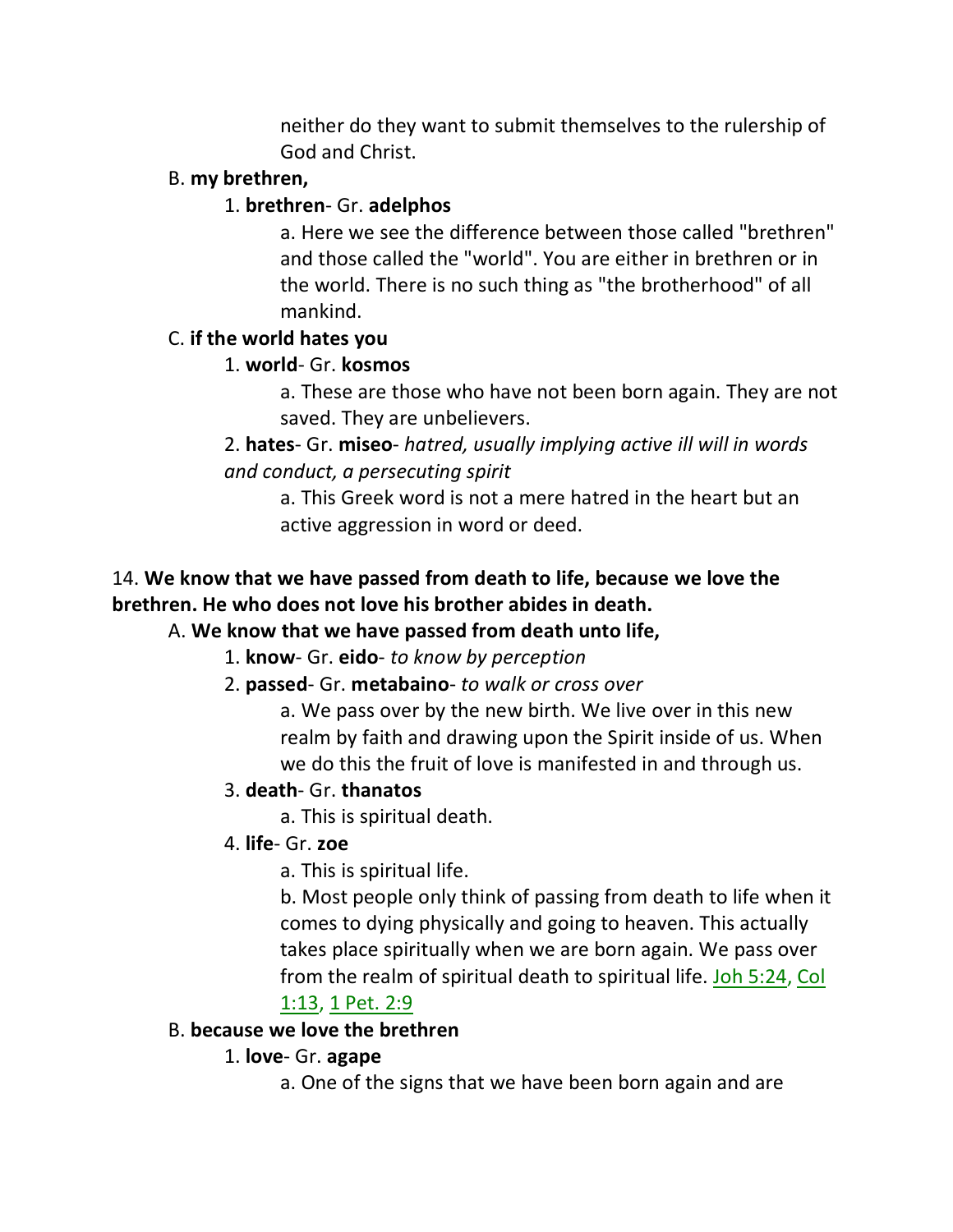neither do they want to submit themselves to the rulership of God and Christ.

B. **my brethren,**

1. **brethren**- Gr. **adelphos**

a. Here we see the difference between those called "brethren" and those called the "world". You are either in brethren or in the world. There is no such thing as "the brotherhood" of all mankind.

C. **if the world hates you**

1. **world**- Gr. **kosmos**

a. These are those who have not been born again. They are not saved. They are unbelievers.

2. **hates**- Gr. **miseo**- *hatred, usually implying active ill will in words and conduct, a persecuting spirit*

a. This Greek word is not a mere hatred in the heart but an active aggression in word or deed.

14. **We know that we have passed from death to life, because we love the brethren. He who does not love his brother abides in death.**

A. **We know that we have passed from death unto life,**

1. **know**- Gr. **eido**- *to know by perception*

2. **passed**- Gr. **metabaino**- *to walk or cross over*

a. We pass over by the new birth. We live over in this new realm by faith and drawing upon the Spirit inside of us. When we do this the fruit of love is manifested in and through us.

3. **death**- Gr. **thanatos**

a. This is spiritual death.

4. **life**- Gr. **zoe**

a. This is spiritual life.

b. Most people only think of passing from death to life when it comes to dying physically and going to heaven. This actually takes place spiritually when we are born again. We pass over from the realm of spiritual death to spiritual life. Joh 5:24, Col 1:13, 1 Pet. 2:9

B. **because we love the brethren**

1. **love**- Gr. **agape**

a. One of the signs that we have been born again and are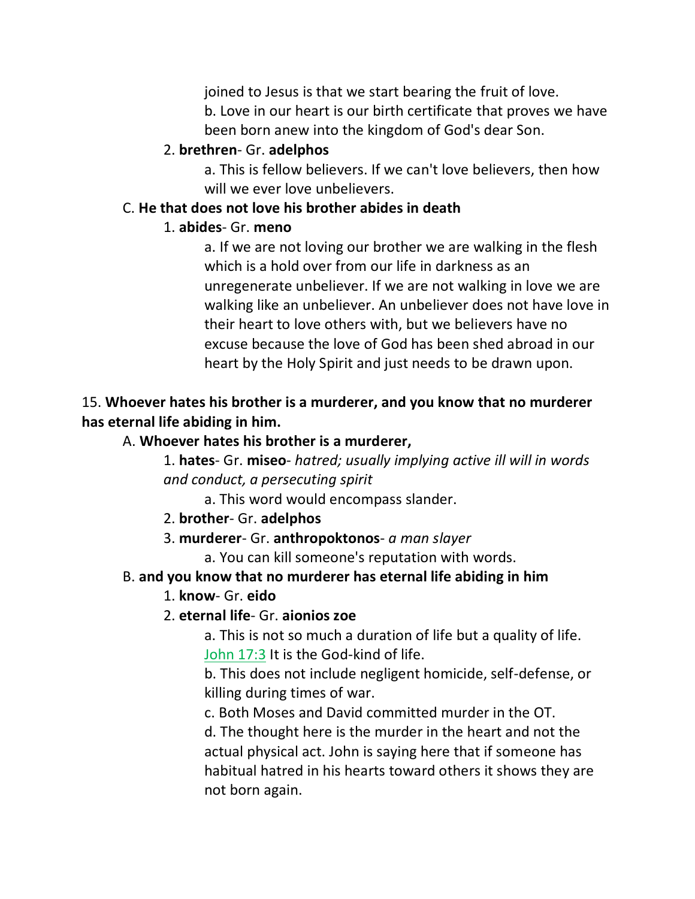joined to Jesus is that we start bearing the fruit of love.

b. Love in our heart is our birth certificate that proves we have been born anew into the kingdom of God's dear Son.

2. **brethren**- Gr. **adelphos**

a. This is fellow believers. If we can't love believers, then how will we ever love unbelievers.

C. **He that does not love his brother abides in death**

1. **abides**- Gr. **meno**

a. If we are not loving our brother we are walking in the flesh which is a hold over from our life in darkness as an unregenerate unbeliever. If we are not walking in love we are walking like an unbeliever. An unbeliever does not have love in their heart to love others with, but we believers have no excuse because the love of God has been shed abroad in our heart by the Holy Spirit and just needs to be drawn upon.

15. **Whoever hates his brother is a murderer, and you know that no murderer has eternal life abiding in him.**

A. **Whoever hates his brother is a murderer,**

1. **hates**- Gr. **miseo**- *hatred; usually implying active ill will in words and conduct, a persecuting spirit*

a. This word would encompass slander.

2. **brother**- Gr. **adelphos**

3. **murderer**- Gr. **anthropoktonos**- *a man slayer*

a. You can kill someone's reputation with words.

B. **and you know that no murderer has eternal life abiding in him**

1. **know**- Gr. **eido**

2. **eternal life**- Gr. **aionios zoe**

a. This is not so much a duration of life but a quality of life. John 17:3 It is the God-kind of life.

b. This does not include negligent homicide, self-defense, or killing during times of war.

c. Both Moses and David committed murder in the OT.

d. The thought here is the murder in the heart and not the actual physical act. John is saying here that if someone has habitual hatred in his hearts toward others it shows they are not born again.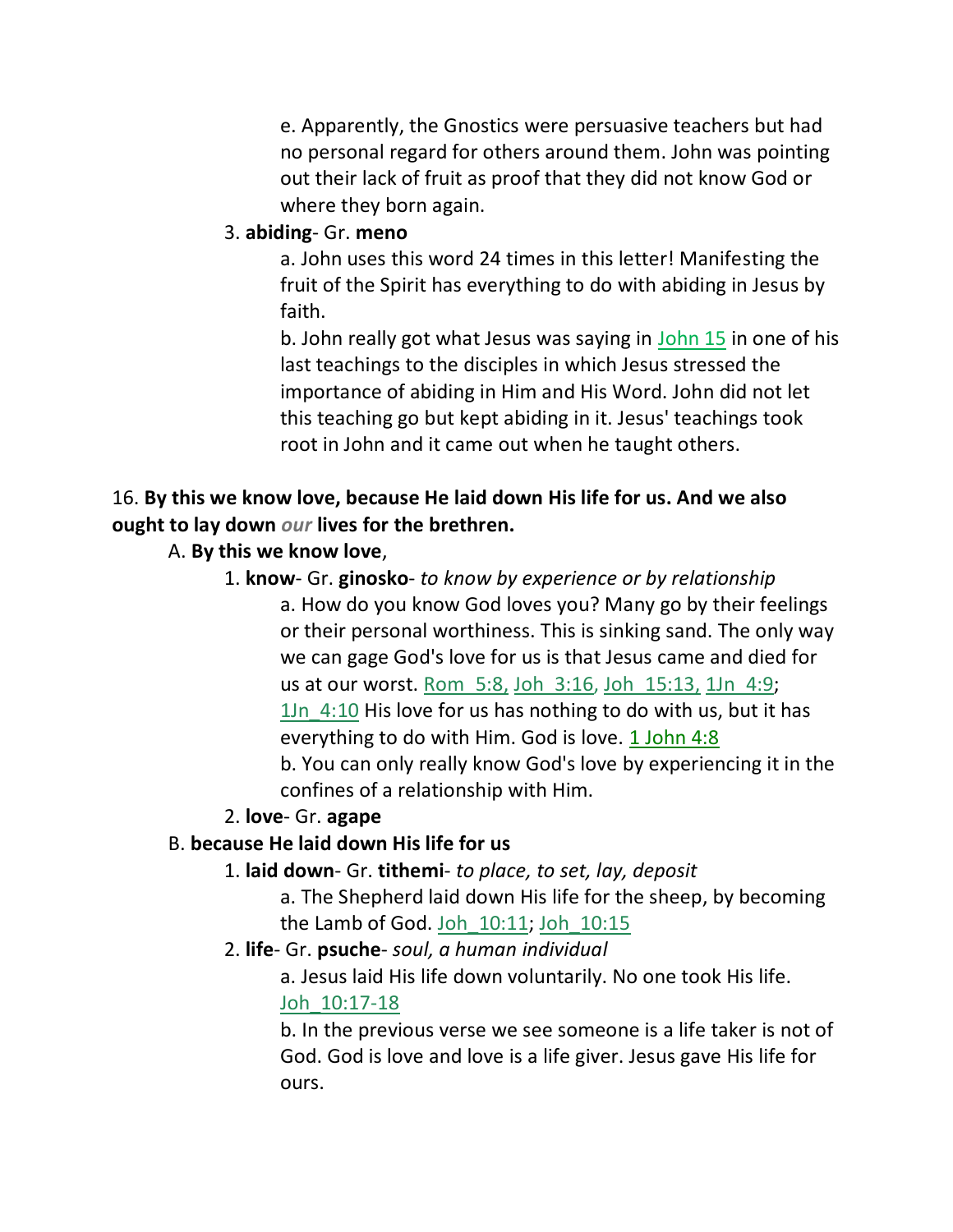e. Apparently, the Gnostics were persuasive teachers but had no personal regard for others around them. John was pointing out their lack of fruit as proof that they did not know God or where they born again.

3. **abiding**- Gr. **meno**

a. John uses this word 24 times in this letter! Manifesting the fruit of the Spirit has everything to do with abiding in Jesus by faith.

b. John really got what Jesus was saying in John 15 in one of his last teachings to the disciples in which Jesus stressed the importance of abiding in Him and His Word. John did not let this teaching go but kept abiding in it. Jesus' teachings took root in John and it came out when he taught others.

16. **By this we know love, because He laid down His life for us. And we also ought to lay down *our* lives for the brethren.**

A. **By this we know love**,

1. **know**- Gr. **ginosko**- *to know by experience or by relationship*

a. How do you know God loves you? Many go by their feelings or their personal worthiness. This is sinking sand. The only way we can gage God's love for us is that Jesus came and died for us at our worst. Rom_5:8, Joh_3:16, Joh_15:13, 1Jn_4:9; 1Jn_4:10 His love for us has nothing to do with us, but it has everything to do with Him. God is love. 1 John 4:8

b. You can only really know God's love by experiencing it in the confines of a relationship with Him.

2. **love**- Gr. **agape**

B. **because He laid down His life for us**

1. **laid down**- Gr. **tithemi**- *to place, to set, lay, deposit*

a. The Shepherd laid down His life for the sheep, by becoming the Lamb of God. Joh_10:11; Joh_10:15

2. **life**- Gr. **psuche**- *soul, a human individual*

a. Jesus laid His life down voluntarily. No one took His life. Joh_10:17-18

b. In the previous verse we see someone is a life taker is not of God. God is love and love is a life giver. Jesus gave His life for ours.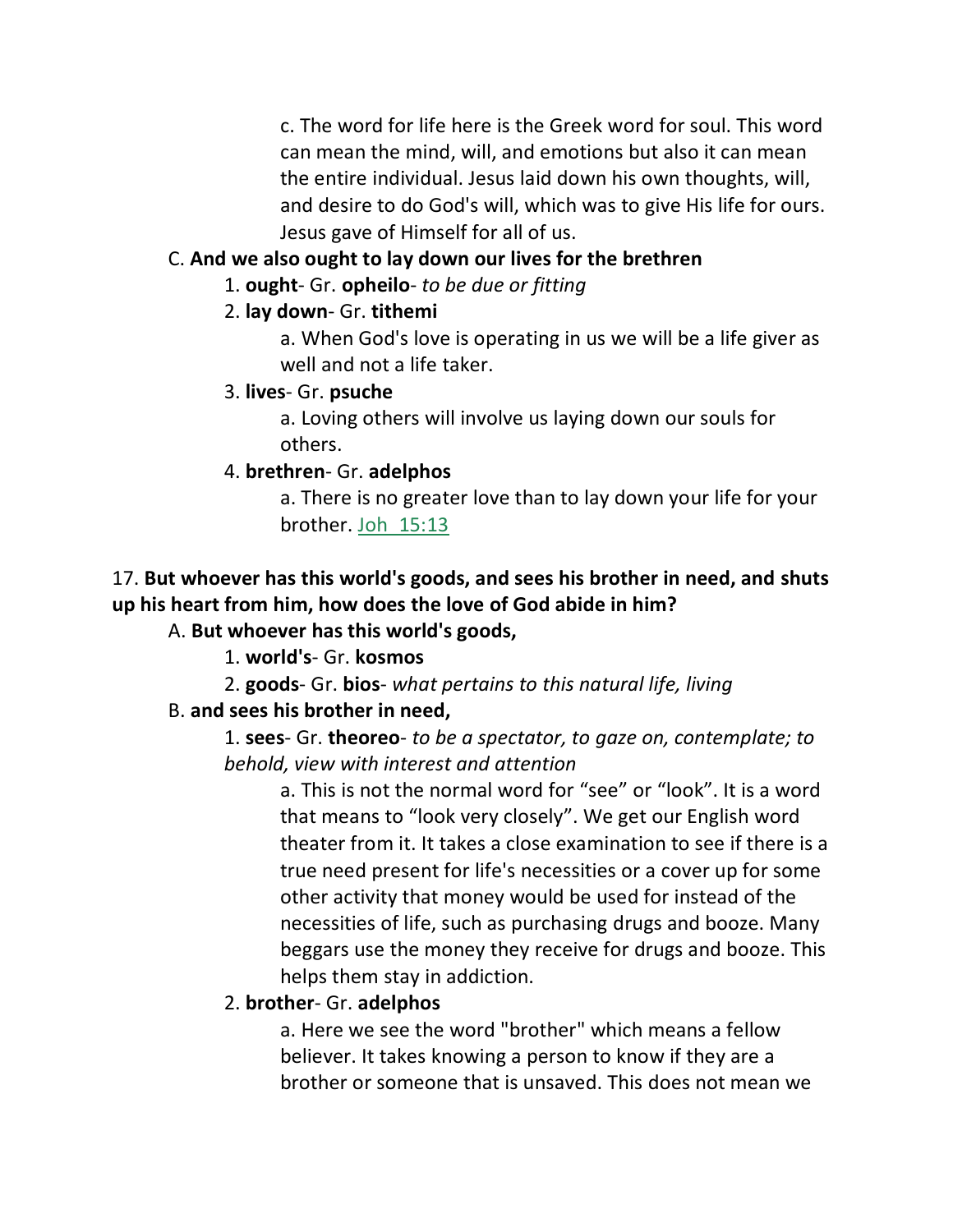c. The word for life here is the Greek word for soul. This word can mean the mind, will, and emotions but also it can mean the entire individual. Jesus laid down his own thoughts, will, and desire to do God's will, which was to give His life for ours. Jesus gave of Himself for all of us.

C. **And we also ought to lay down our lives for the brethren**

1. **ought**- Gr. **opheilo**- *to be due or fitting*

2. **lay down**- Gr. **tithemi**

a. When God's love is operating in us we will be a life giver as well and not a life taker.

3. **lives**- Gr. **psuche**

a. Loving others will involve us laying down our souls for others.

4. **brethren**- Gr. **adelphos**

a. There is no greater love than to lay down your life for your brother. Joh 15:13

17. **But whoever has this world's goods, and sees his brother in need, and shuts up his heart from him, how does the love of God abide in him?**

A. **But whoever has this world's goods,**

1. **world's**- Gr. **kosmos**

2. **goods**- Gr. **bios**- *what pertains to this natural life, living*

B. **and sees his brother in need,**

1. **sees**- Gr. **theoreo**- *to be a spectator, to gaze on, contemplate; to behold, view with interest and attention*

a. This is not the normal word for "see" or "look". It is a word that means to "look very closely". We get our English word theater from it. It takes a close examination to see if there is a true need present for life's necessities or a cover up for some other activity that money would be used for instead of the necessities of life, such as purchasing drugs and booze. Many beggars use the money they receive for drugs and booze. This helps them stay in addiction.

2. **brother**- Gr. **adelphos**

a. Here we see the word "brother" which means a fellow believer. It takes knowing a person to know if they are a brother or someone that is unsaved. This does not mean we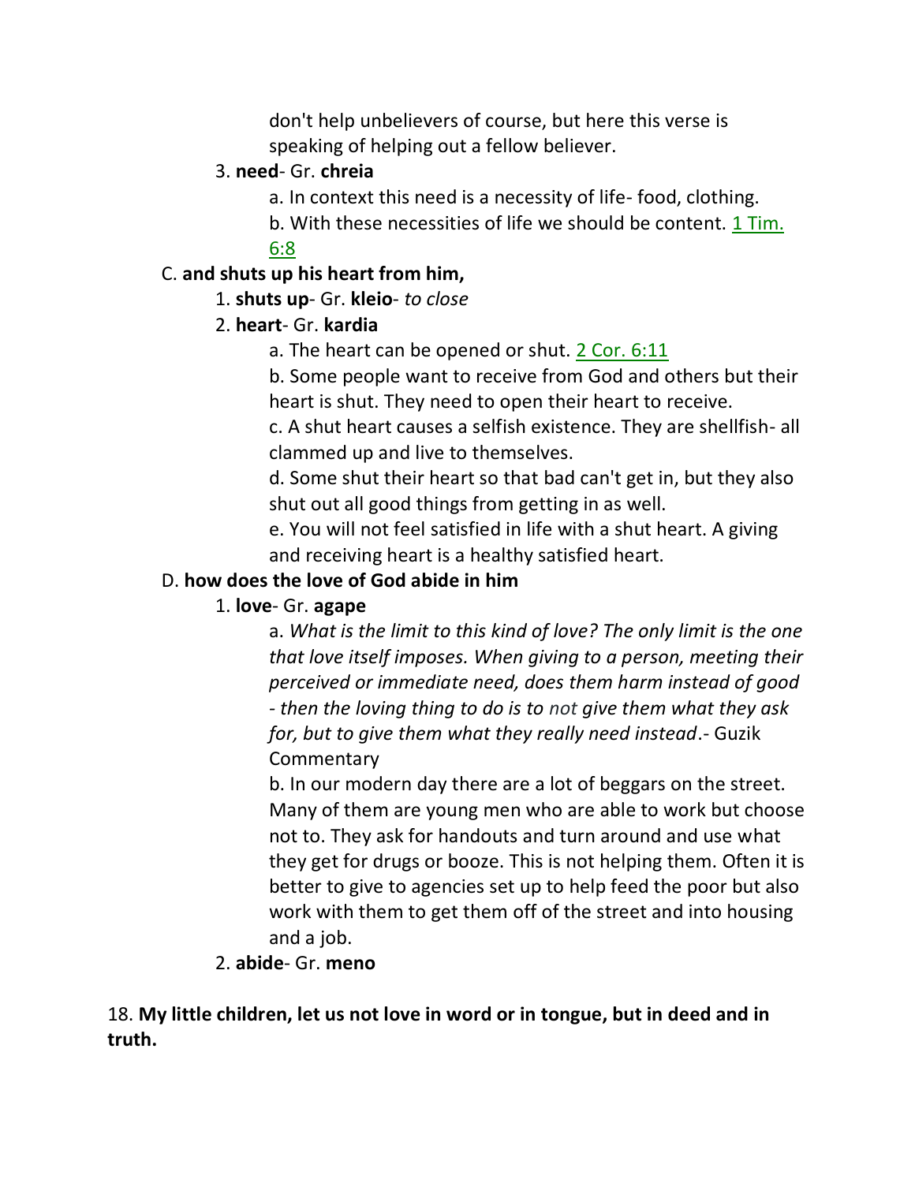don't help unbelievers of course, but here this verse is speaking of helping out a fellow believer.

3. **need**- Gr. **chreia**
    a. In context this need is a necessity of life- food, clothing.
    b. With these necessities of life we should be content. 1 Tim. 6:8

C. **and shuts up his heart from him,**

1. **shuts up**- Gr. **kleio**- *to close*
2. **heart**- Gr. **kardia**
    a. The heart can be opened or shut. 2 Cor. 6:11
    b. Some people want to receive from God and others but their heart is shut. They need to open their heart to receive.
    c. A shut heart causes a selfish existence. They are shellfish- all clammed up and live to themselves.
    d. Some shut their heart so that bad can't get in, but they also shut out all good things from getting in as well.
    e. You will not feel satisfied in life with a shut heart. A giving and receiving heart is a healthy satisfied heart.

D. **how does the love of God abide in him**

1. **love**- Gr. **agape**
    a. *What is the limit to this kind of love? The only limit is the one that love itself imposes. When giving to a person, meeting their perceived or immediate need, does them harm instead of good - then the loving thing to do is to* not *give them what they ask for, but to give them what they really need instead*.- Guzik Commentary
    b. In our modern day there are a lot of beggars on the street. Many of them are young men who are able to work but choose not to. They ask for handouts and turn around and use what they get for drugs or booze. This is not helping them. Often it is better to give to agencies set up to help feed the poor but also work with them to get them off of the street and into housing and a job.
2. **abide**- Gr. **meno**

18. **My little children, let us not love in word or in tongue, but in deed and in truth.**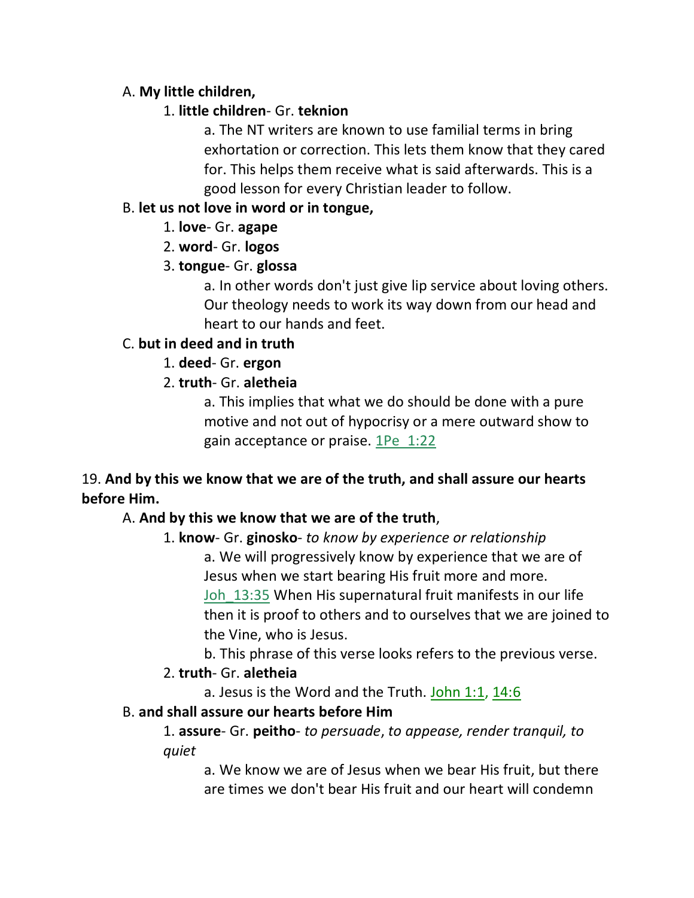A. **My little children,**

1. **little children**- Gr. **teknion**

   a. The NT writers are known to use familial terms in bring exhortation or correction. This lets them know that they cared for. This helps them receive what is said afterwards. This is a good lesson for every Christian leader to follow.

B. **let us not love in word or in tongue,**

1. **love**- Gr. **agape**
2. **word**- Gr. **logos**
3. **tongue**- Gr. **glossa**

   a. In other words don't just give lip service about loving others. Our theology needs to work its way down from our head and heart to our hands and feet.

C. **but in deed and in truth**

1. **deed**- Gr. **ergon**
2. **truth**- Gr. **aletheia**

   a. This implies that what we do should be done with a pure motive and not out of hypocrisy or a mere outward show to gain acceptance or praise. 1Pe_1:22

19. **And by this we know that we are of the truth, and shall assure our hearts before Him.**

A. **And by this we know that we are of the truth**,

1. **know**- Gr. **ginosko**- *to know by experience or relationship*

   a. We will progressively know by experience that we are of Jesus when we start bearing His fruit more and more. Joh_13:35 When His supernatural fruit manifests in our life then it is proof to others and to ourselves that we are joined to the Vine, who is Jesus.

   b. This phrase of this verse looks refers to the previous verse.

2. **truth**- Gr. **aletheia**

   a. Jesus is the Word and the Truth. John 1:1, 14:6

B. **and shall assure our hearts before Him**

1. **assure**- Gr. **peitho**- *to persuade*, *to appease, render tranquil, to quiet*

   a. We know we are of Jesus when we bear His fruit, but there are times we don't bear His fruit and our heart will condemn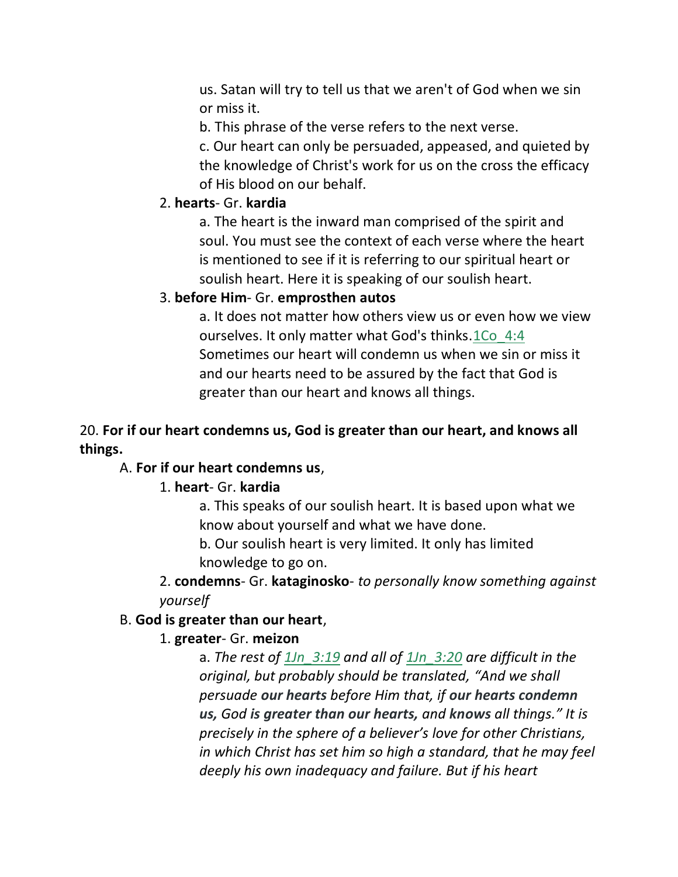us. Satan will try to tell us that we aren't of God when we sin or miss it.

b. This phrase of the verse refers to the next verse.

c. Our heart can only be persuaded, appeased, and quieted by the knowledge of Christ's work for us on the cross the efficacy of His blood on our behalf.

2. **hearts**- Gr. **kardia**

a. The heart is the inward man comprised of the spirit and soul. You must see the context of each verse where the heart is mentioned to see if it is referring to our spiritual heart or soulish heart. Here it is speaking of our soulish heart.

3. **before Him**- Gr. **emprosthen autos**

a. It does not matter how others view us or even how we view ourselves. It only matter what God's thinks.1Co_4:4 Sometimes our heart will condemn us when we sin or miss it and our hearts need to be assured by the fact that God is greater than our heart and knows all things.

20. **For if our heart condemns us, God is greater than our heart, and knows all things.**

A. **For if our heart condemns us**,

1. **heart**- Gr. **kardia**

a. This speaks of our soulish heart. It is based upon what we know about yourself and what we have done.

b. Our soulish heart is very limited. It only has limited knowledge to go on.

2. **condemns**- Gr. **kataginosko**- *to personally know something against yourself*

B. **God is greater than our heart**,

1. **greater**- Gr. **meizon**

a. *The rest of 1Jn_3:19 and all of 1Jn_3:20 are difficult in the original, but probably should be translated, "And we shall persuade **our hearts** before Him that, if **our hearts condemn** us, God **is greater than our hearts,** and **knows** all things." It is precisely in the sphere of a believer's love for other Christians, in which Christ has set him so high a standard, that he may feel deeply his own inadequacy and failure. But if his heart*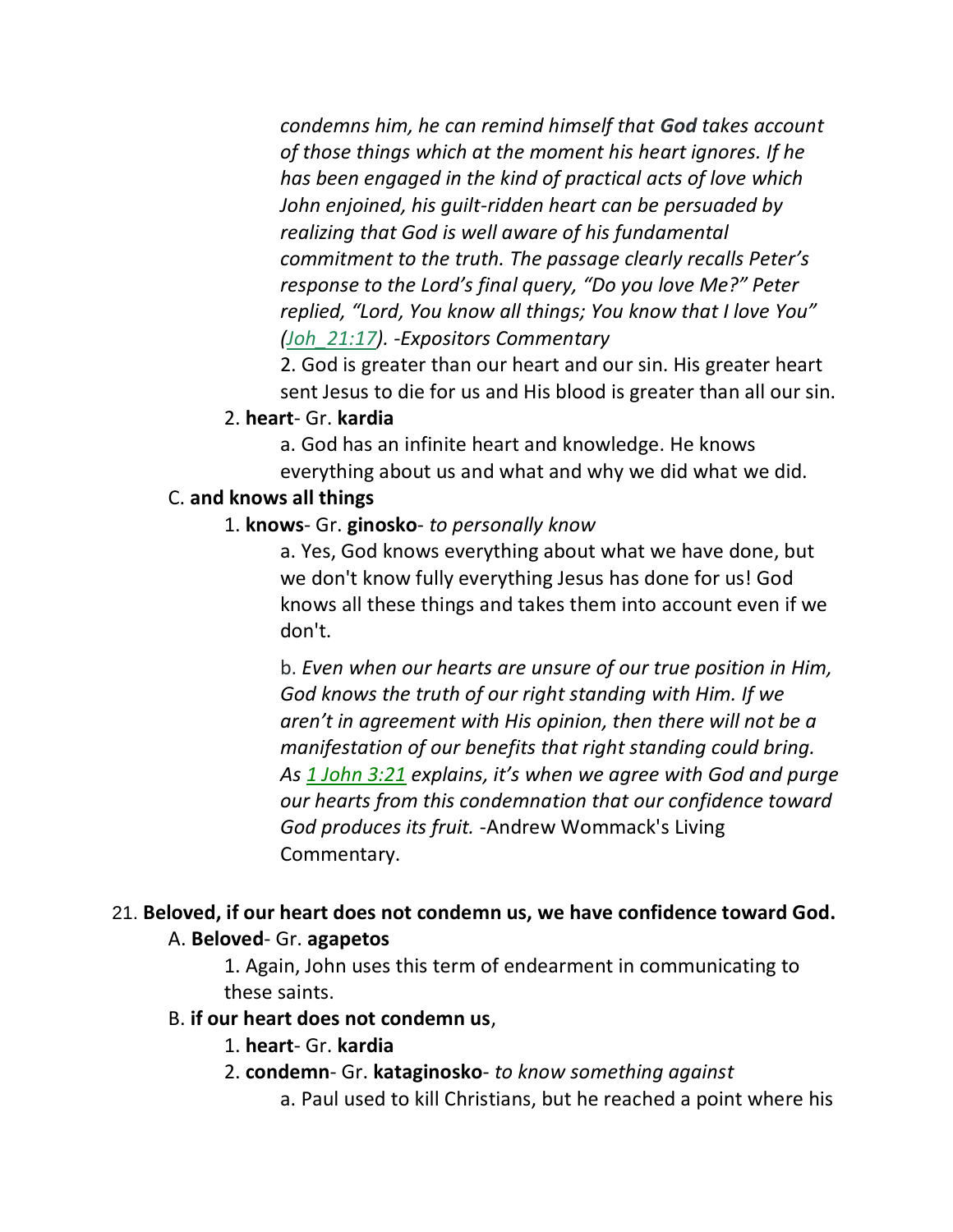*condemns him, he can remind himself that **God** takes account of those things which at the moment his heart ignores. If he has been engaged in the kind of practical acts of love which John enjoined, his guilt-ridden heart can be persuaded by realizing that God is well aware of his fundamental commitment to the truth. The passage clearly recalls Peter's response to the Lord's final query, "Do you love Me?" Peter replied, "Lord, You know all things; You know that I love You" (Joh_21:17). -Expositors Commentary*

2. God is greater than our heart and our sin. His greater heart sent Jesus to die for us and His blood is greater than all our sin.

2. **heart**- Gr. **kardia**

a. God has an infinite heart and knowledge. He knows everything about us and what and why we did what we did.

C. **and knows all things**

1. **knows**- Gr. **ginosko**- *to personally know*

a. Yes, God knows everything about what we have done, but we don't know fully everything Jesus has done for us! God knows all these things and takes them into account even if we don't.

b. *Even when our hearts are unsure of our true position in Him, God knows the truth of our right standing with Him. If we aren't in agreement with His opinion, then there will not be a manifestation of our benefits that right standing could bring. As 1 John 3:21 explains, it's when we agree with God and purge our hearts from this condemnation that our confidence toward God produces its fruit.* -Andrew Wommack's Living Commentary.

21. **Beloved, if our heart does not condemn us, we have confidence toward God.**

A. **Beloved**- Gr. **agapetos**

1. Again, John uses this term of endearment in communicating to these saints.

B. **if our heart does not condemn us**,

1. **heart**- Gr. **kardia**

2. **condemn**- Gr. **kataginosko**- *to know something against*

a. Paul used to kill Christians, but he reached a point where his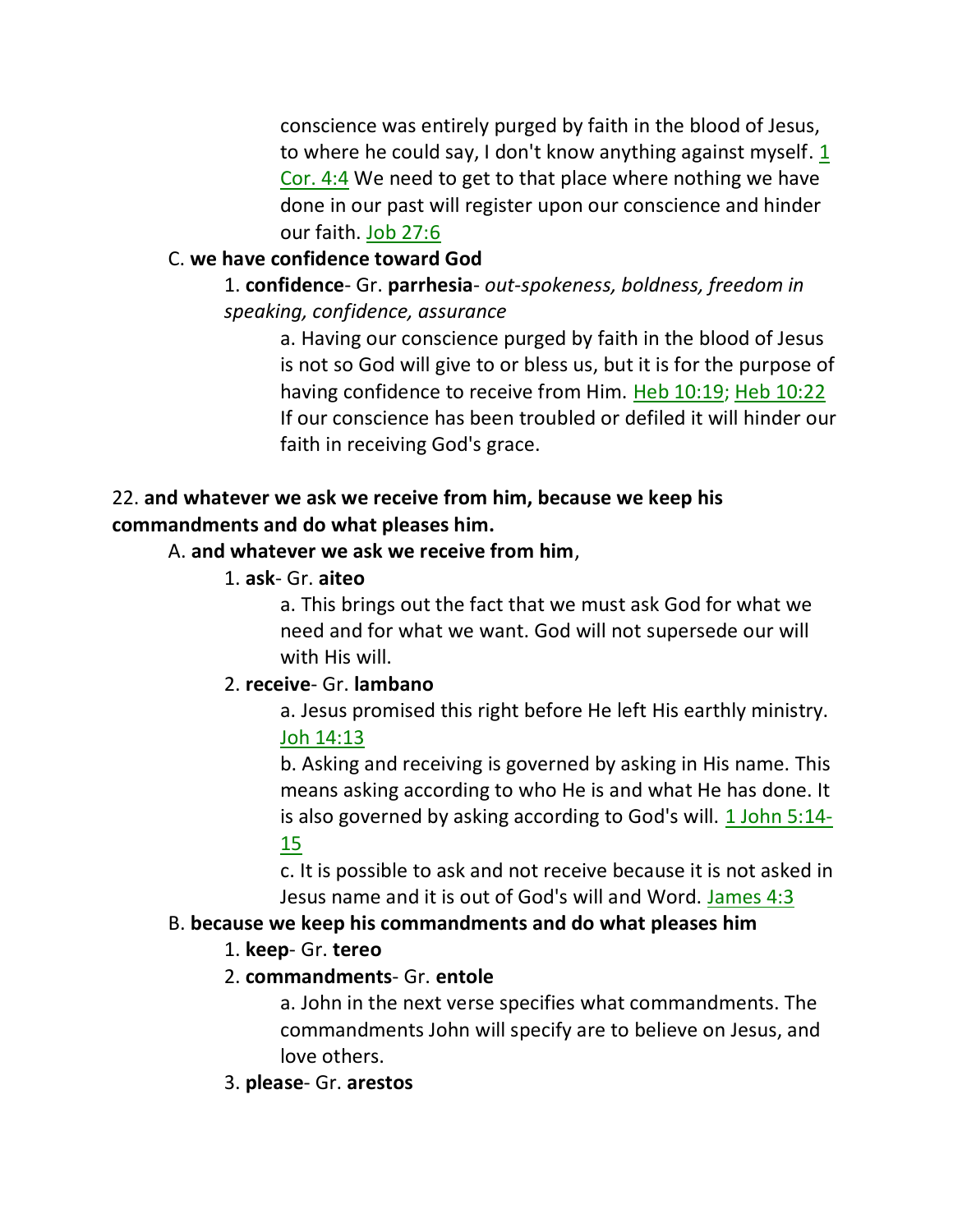conscience was entirely purged by faith in the blood of Jesus, to where he could say, I don't know anything against myself. 1 Cor. 4:4 We need to get to that place where nothing we have done in our past will register upon our conscience and hinder our faith. Job 27:6

C. **we have confidence toward God**

1. **confidence**- Gr. **parrhesia**- *out-spokeness, boldness, freedom in speaking, confidence, assurance*

a. Having our conscience purged by faith in the blood of Jesus is not so God will give to or bless us, but it is for the purpose of having confidence to receive from Him. Heb 10:19; Heb 10:22 If our conscience has been troubled or defiled it will hinder our faith in receiving God's grace.

22. **and whatever we ask we receive from him, because we keep his commandments and do what pleases him.**

A. **and whatever we ask we receive from him**,

1. **ask**- Gr. **aiteo**

a. This brings out the fact that we must ask God for what we need and for what we want. God will not supersede our will with His will.

2. **receive**- Gr. **lambano**

a. Jesus promised this right before He left His earthly ministry. Joh 14:13

b. Asking and receiving is governed by asking in His name. This means asking according to who He is and what He has done. It is also governed by asking according to God's will. 1 John 5:14-15

c. It is possible to ask and not receive because it is not asked in Jesus name and it is out of God's will and Word. James 4:3

B. **because we keep his commandments and do what pleases him**

1. **keep**- Gr. **tereo**

2. **commandments**- Gr. **entole**

a. John in the next verse specifies what commandments. The commandments John will specify are to believe on Jesus, and love others.

3. **please**- Gr. **arestos**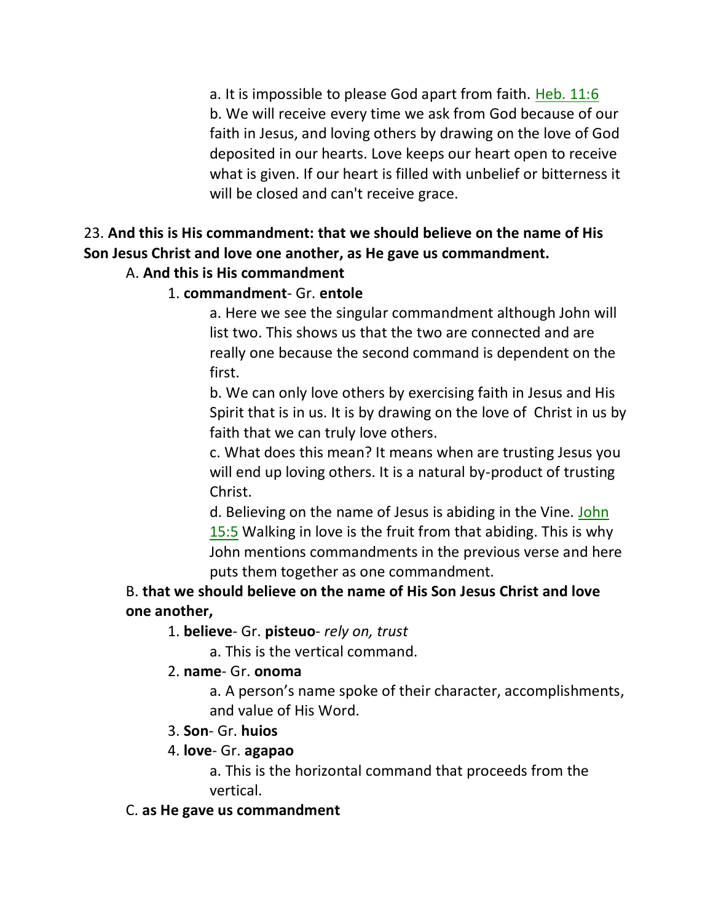a. It is impossible to please God apart from faith. Heb. 11:6

b. We will receive every time we ask from God because of our faith in Jesus, and loving others by drawing on the love of God deposited in our hearts. Love keeps our heart open to receive what is given. If our heart is filled with unbelief or bitterness it will be closed and can't receive grace.

23. **And this is His commandment: that we should believe on the name of His Son Jesus Christ and love one another, as He gave us commandment.**

A. **And this is His commandment**

1. **commandment**- Gr. **entole**

a. Here we see the singular commandment although John will list two. This shows us that the two are connected and are really one because the second command is dependent on the first.

b. We can only love others by exercising faith in Jesus and His Spirit that is in us. It is by drawing on the love of Christ in us by faith that we can truly love others.

c. What does this mean? It means when are trusting Jesus you will end up loving others. It is a natural by-product of trusting Christ.

d. Believing on the name of Jesus is abiding in the Vine. John 15:5 Walking in love is the fruit from that abiding. This is why John mentions commandments in the previous verse and here puts them together as one commandment.

B. **that we should believe on the name of His Son Jesus Christ and love one another,**

1. **believe**- Gr. **pisteuo**- *rely on, trust*

a. This is the vertical command.

2. **name**- Gr. **onoma**

a. A person's name spoke of their character, accomplishments, and value of His Word.

3. **Son**- Gr. **huios**

4. **love**- Gr. **agapao**

a. This is the horizontal command that proceeds from the vertical.

C. **as He gave us commandment**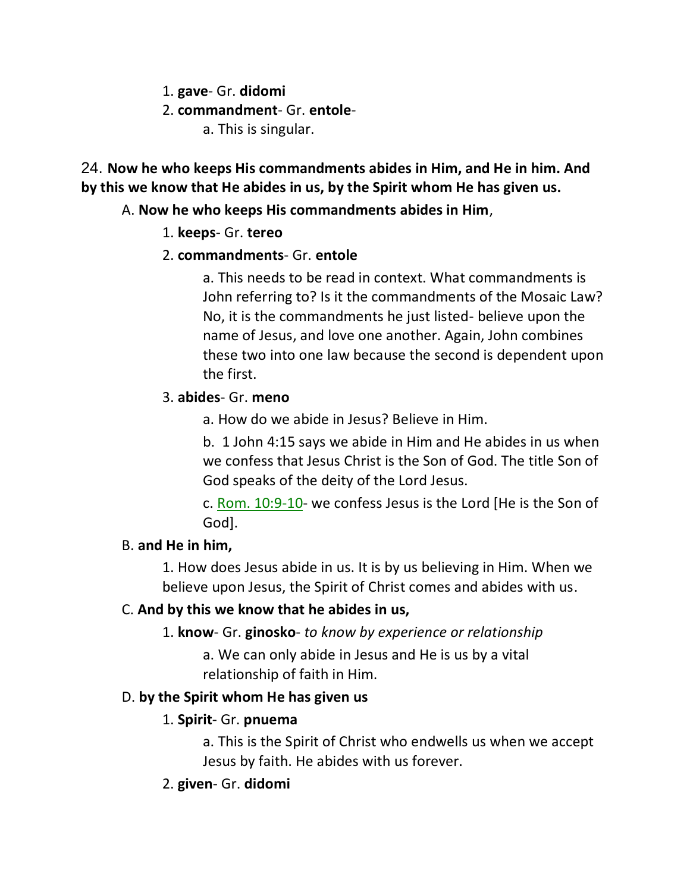1. **gave**- Gr. **didomi**

2. **commandment**- Gr. **entole**-

    a. This is singular.

24. **Now he who keeps His commandments abides in Him, and He in him. And by this we know that He abides in us, by the Spirit whom He has given us.**

A. **Now he who keeps His commandments abides in Him**,

1. **keeps**- Gr. **tereo**

2. **commandments**- Gr. **entole**

    a. This needs to be read in context. What commandments is John referring to? Is it the commandments of the Mosaic Law? No, it is the commandments he just listed- believe upon the name of Jesus, and love one another. Again, John combines these two into one law because the second is dependent upon the first.

3. **abides**- Gr. **meno**

    a. How do we abide in Jesus? Believe in Him.

    b. 1 John 4:15 says we abide in Him and He abides in us when we confess that Jesus Christ is the Son of God. The title Son of God speaks of the deity of the Lord Jesus.

    c. Rom. 10:9-10- we confess Jesus is the Lord [He is the Son of God].

B. **and He in him,**

1. How does Jesus abide in us. It is by us believing in Him. When we believe upon Jesus, the Spirit of Christ comes and abides with us.

C. **And by this we know that he abides in us,**

1. **know**- Gr. **ginosko**- *to know by experience or relationship*

    a. We can only abide in Jesus and He is us by a vital relationship of faith in Him.

D. **by the Spirit whom He has given us**

1. **Spirit**- Gr. **pnuema**

    a. This is the Spirit of Christ who endwells us when we accept Jesus by faith. He abides with us forever.

2. **given**- Gr. **didomi**